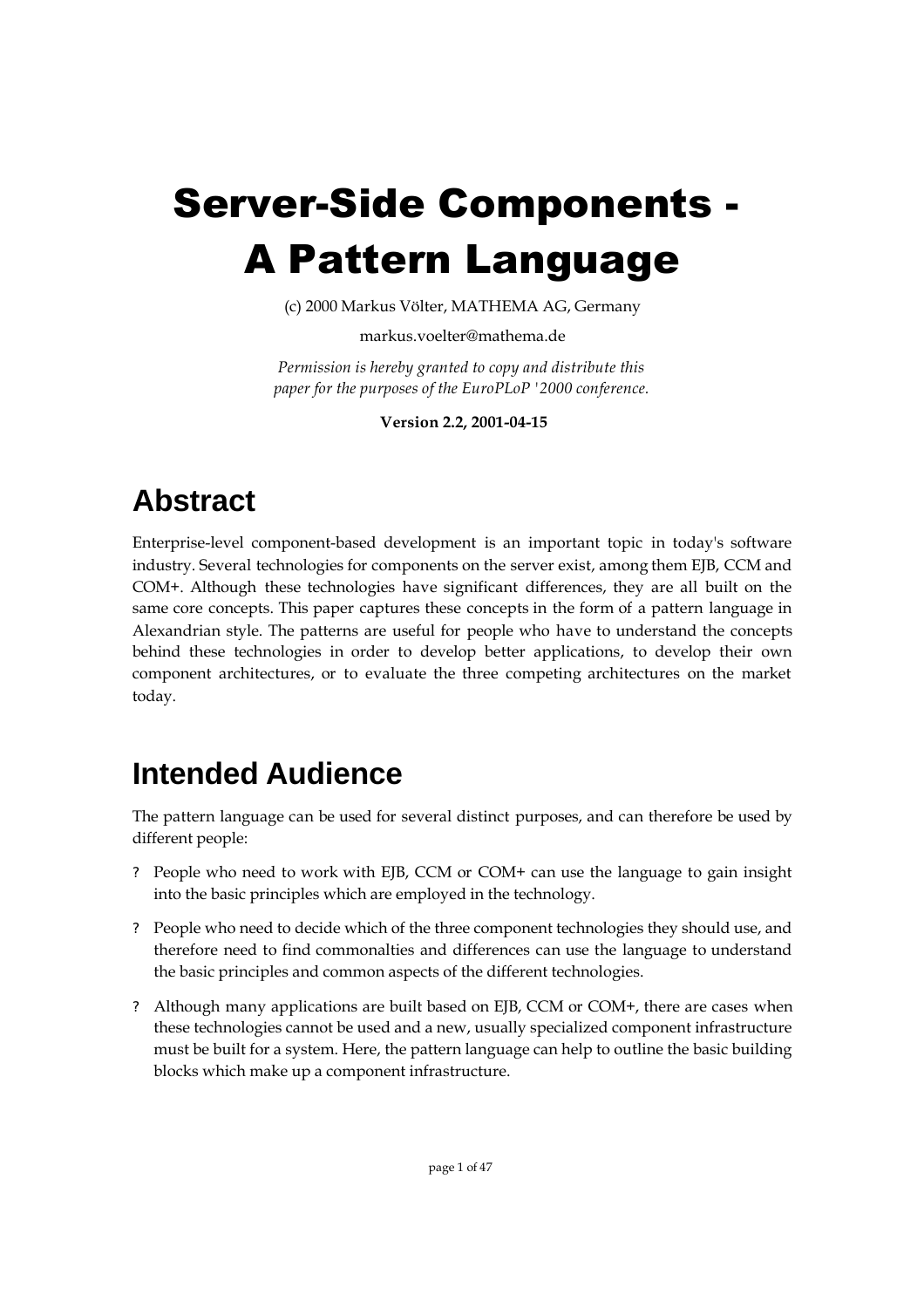# Server-Side Components - A Pattern Language

(c) 2000 Markus Völter, MATHEMA AG, Germany

markus.voelter@mathema.de

*Permission is hereby granted to copy and distribute this paper for the purposes of the EuroPLoP '2000 conference.*

**Version 2.2, 2001-04-15**

## Abstract

Enterprise-level component-based development is an important topic in today's software industry. Several technologies for components on the server exist, among them EJB, CCM and COM+. Although these technologies have significant differences, they are all built on the same core concepts. This paper captures these concepts in the form of a pattern language in Alexandrian style. The patterns are useful for people who have to understand the concepts behind these technologies in order to develop better applications, to develop their own component architectures, or to evaluate the three competing architectures on the market today.

## Intended Audience

The pattern language can be used for several distinct purposes, and can therefore be used by different people:

- People who need to work with EJB, CCM or COM+ can use the language to gain insight into the basic principles which are employed in the technology.
- People who need to decide which of the three component technologies they should use, and therefore need to find commonalties and differences can use the language to understand the basic principles and common aspects of the different technologies.
- Although many applications are built based on EJB, CCM or COM+, there are cases when these technologies cannot be used and a new, usually specialized component infrastructure must be built for a system. Here, the pattern language can help to outline the basic building blocks which make up a component infrastructure.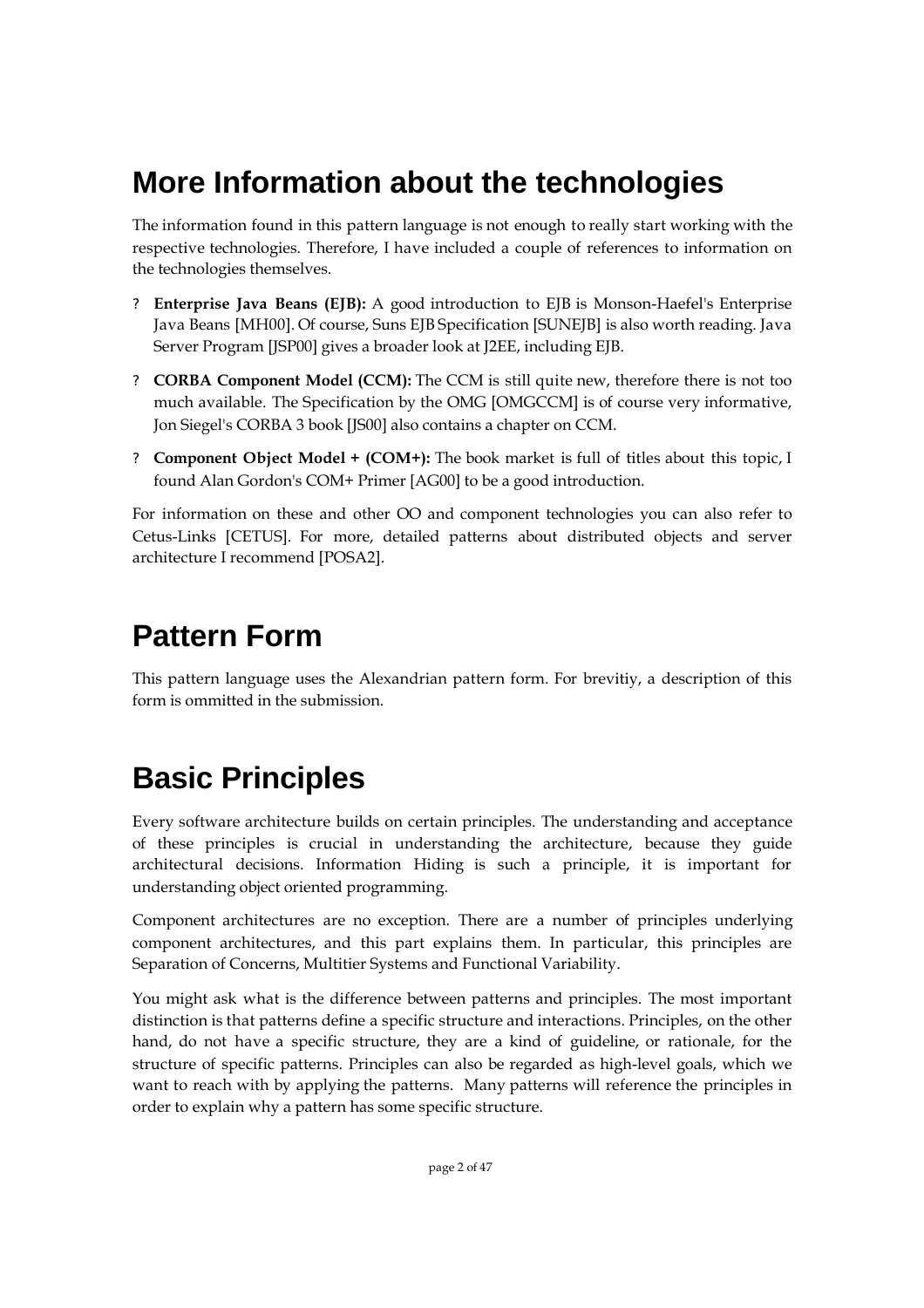# More Information about the technologies

The information found in this pattern language is not enough to really start working with the respective technologies. Therefore, I have included a couple of references to information on the technologies themselves.

? **Enterprise Java Beans (EJB):** A good introduction to EJB is Monson-Haefel's Enterprise Java Beans [MH00]. Of course, Suns EJB Specification [SUNEJB] is also worth reading. Java Server Program [JSP00] gives a broader look at J2EE, including EJB.

? **CORBA Component Model (CCM):** The CCM is still quite new, therefore there is not too much available. The Specification by the OMG [OMGCCM] is of course very informative, Jon Siegel's CORBA 3 book [JS00] also contains a chapter on CCM.

? **Component Object Model + (COM+):** The book market is full of titles about this topic, I found Alan Gordon's COM+ Primer [AG00] to be a good introduction.

For information on these and other OO and component technologies you can also refer to Cetus-Links [CETUS]. For more, detailed patterns about distributed objects and server architecture I recommend [POSA2].

# Pattern Form

This pattern language uses the Alexandrian pattern form. For brevitiy, a description of this form is ommitted in the submission.

# Basic Principles

Every software architecture builds on certain principles. The understanding and acceptance of these principles is crucial in understanding the architecture, because they guide architectural decisions. Information Hiding is such a principle, it is important for understanding object oriented programming.

Component architectures are no exception. There are a number of principles underlying component architectures, and this part explains them. In particular, this principles are Separation of Concerns, Multitier Systems and Functional Variability.

You might ask what is the difference between patterns and principles. The most important distinction is that patterns define a specific structure and interactions. Principles, on the other hand, do not have a specific structure, they are a kind of guideline, or rationale, for the structure of specific patterns. Principles can also be regarded as high-level goals, which we want to reach with by applying the patterns. Many patterns will reference the principles in order to explain why a pattern has some specific structure.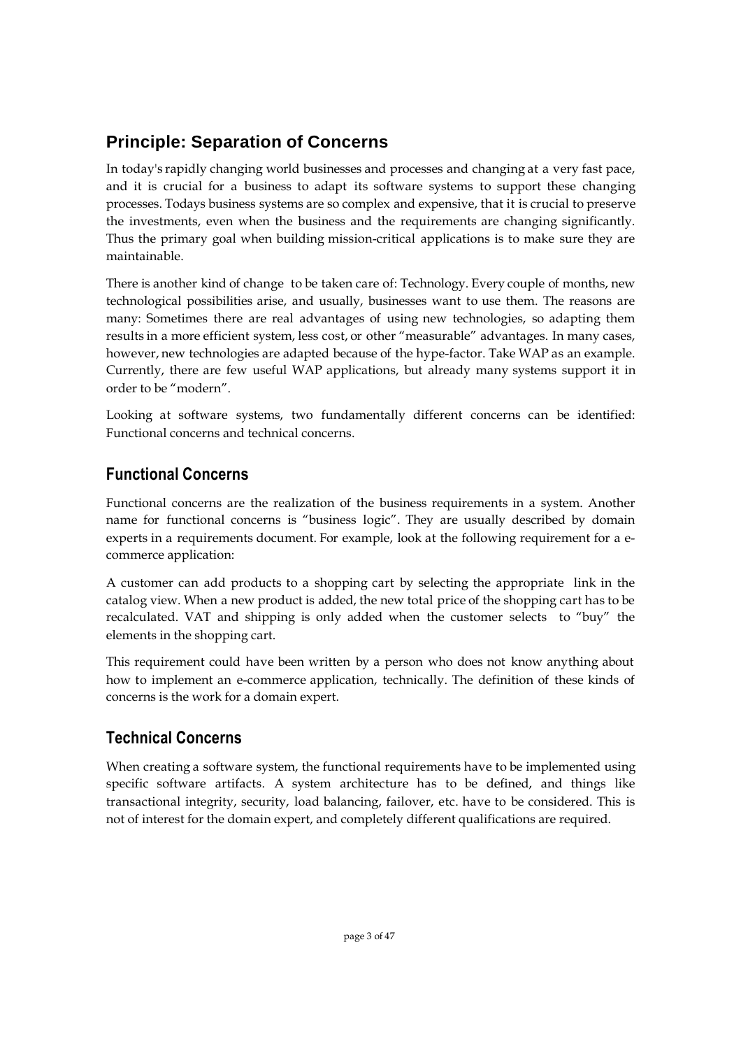## Principle: Separation of Concerns

In today's rapidly changing world businesses and processes and changing at a very fast pace, and it is crucial for a business to adapt its software systems to support these changing processes. Todays business systems are so complex and expensive, that it is crucial to preserve the investments, even when the business and the requirements are changing significantly. Thus the primary goal when building mission-critical applications is to make sure they are maintainable.

There is another kind of change to be taken care of: Technology. Every couple of months, new technological possibilities arise, and usually, businesses want to use them. The reasons are many: Sometimes there are real advantages of using new technologies, so adapting them results in a more efficient system, less cost, or other "measurable" advantages. In many cases, however, new technologies are adapted because of the hype-factor. Take WAP as an example. Currently, there are few useful WAP applications, but already many systems support it in order to be "modern".

Looking at software systems, two fundamentally different concerns can be identified: Functional concerns and technical concerns.

### Functional Concerns

Functional concerns are the realization of the business requirements in a system. Another name for functional concerns is "business logic". They are usually described by domain experts in a requirements document. For example, look at the following requirement for a e-commerce application:

A customer can add products to a shopping cart by selecting the appropriate link in the catalog view. When a new product is added, the new total price of the shopping cart has to be recalculated. VAT and shipping is only added when the customer selects to "buy" the elements in the shopping cart.

This requirement could have been written by a person who does not know anything about how to implement an e-commerce application, technically. The definition of these kinds of concerns is the work for a domain expert.

### Technical Concerns

When creating a software system, the functional requirements have to be implemented using specific software artifacts. A system architecture has to be defined, and things like transactional integrity, security, load balancing, failover, etc. have to be considered. This is not of interest for the domain expert, and completely different qualifications are required.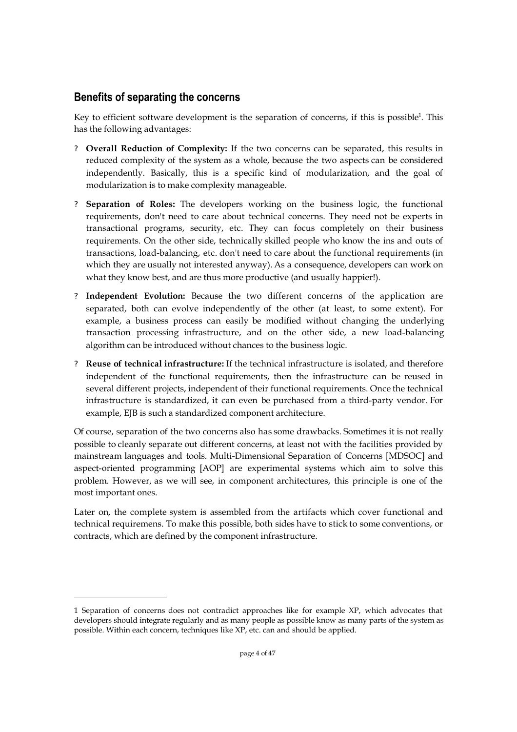## Benefits of separating the concerns

Key to efficient software development is the separation of concerns, if this is possible[1]. This has the following advantages:

- **Overall Reduction of Complexity:** If the two concerns can be separated, this results in reduced complexity of the system as a whole, because the two aspects can be considered independently. Basically, this is a specific kind of modularization, and the goal of modularization is to make complexity manageable.
- **Separation of Roles:** The developers working on the business logic, the functional requirements, don't need to care about technical concerns. They need not be experts in transactional programs, security, etc. They can focus completely on their business requirements. On the other side, technically skilled people who know the ins and outs of transactions, load-balancing, etc. don't need to care about the functional requirements (in which they are usually not interested anyway). As a consequence, developers can work on what they know best, and are thus more productive (and usually happier!).
- **Independent Evolution:** Because the two different concerns of the application are separated, both can evolve independently of the other (at least, to some extent). For example, a business process can easily be modified without changing the underlying transaction processing infrastructure, and on the other side, a new load-balancing algorithm can be introduced without chances to the business logic.
- **Reuse of technical infrastructure:** If the technical infrastructure is isolated, and therefore independent of the functional requirements, then the infrastructure can be reused in several different projects, independent of their functional requirements. Once the technical infrastructure is standardized, it can even be purchased from a third-party vendor. For example, EJB is such a standardized component architecture.

Of course, separation of the two concerns also has some drawbacks. Sometimes it is not really possible to cleanly separate out different concerns, at least not with the facilities provided by mainstream languages and tools. Multi-Dimensional Separation of Concerns [MDSOC] and aspect-oriented programming [AOP] are experimental systems which aim to solve this problem. However, as we will see, in component architectures, this principle is one of the most important ones.

Later on, the complete system is assembled from the artifacts which cover functional and technical requiremens. To make this possible, both sides have to stick to some conventions, or contracts, which are defined by the component infrastructure.

---

1 Separation of concerns does not contradict approaches like for example XP, which advocates that developers should integrate regularly and as many people as possible know as many parts of the system as possible. Within each concern, techniques like XP, etc. can and should be applied.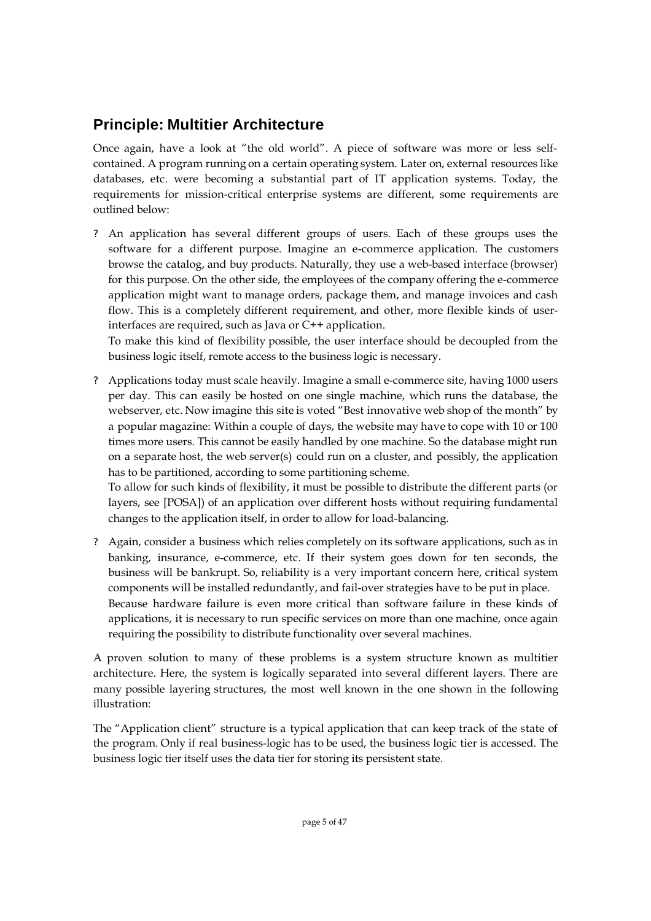## Principle: Multitier Architecture

Once again, have a look at "the old world". A piece of software was more or less self-contained. A program running on a certain operating system. Later on, external resources like databases, etc. were becoming a substantial part of IT application systems. Today, the requirements for mission-critical enterprise systems are different, some requirements are outlined below:

? An application has several different groups of users. Each of these groups uses the software for a different purpose. Imagine an e-commerce application. The customers browse the catalog, and buy products. Naturally, they use a web-based interface (browser) for this purpose. On the other side, the employees of the company offering the e-commerce application might want to manage orders, package them, and manage invoices and cash flow. This is a completely different requirement, and other, more flexible kinds of user-interfaces are required, such as Java or C++ application.
To make this kind of flexibility possible, the user interface should be decoupled from the business logic itself, remote access to the business logic is necessary.

? Applications today must scale heavily. Imagine a small e-commerce site, having 1000 users per day. This can easily be hosted on one single machine, which runs the database, the webserver, etc. Now imagine this site is voted "Best innovative web shop of the month" by a popular magazine: Within a couple of days, the website may have to cope with 10 or 100 times more users. This cannot be easily handled by one machine. So the database might run on a separate host, the web server(s) could run on a cluster, and possibly, the application has to be partitioned, according to some partitioning scheme.
To allow for such kinds of flexibility, it must be possible to distribute the different parts (or layers, see [POSA]) of an application over different hosts without requiring fundamental changes to the application itself, in order to allow for load-balancing.

? Again, consider a business which relies completely on its software applications, such as in banking, insurance, e-commerce, etc. If their system goes down for ten seconds, the business will be bankrupt. So, reliability is a very important concern here, critical system components will be installed redundantly, and fail-over strategies have to be put in place.
Because hardware failure is even more critical than software failure in these kinds of applications, it is necessary to run specific services on more than one machine, once again requiring the possibility to distribute functionality over several machines.

A proven solution to many of these problems is a system structure known as multitier architecture. Here, the system is logically separated into several different layers. There are many possible layering structures, the most well known in the one shown in the following illustration:

The "Application client" structure is a typical application that can keep track of the state of the program. Only if real business-logic has to be used, the business logic tier is accessed. The business logic tier itself uses the data tier for storing its persistent state.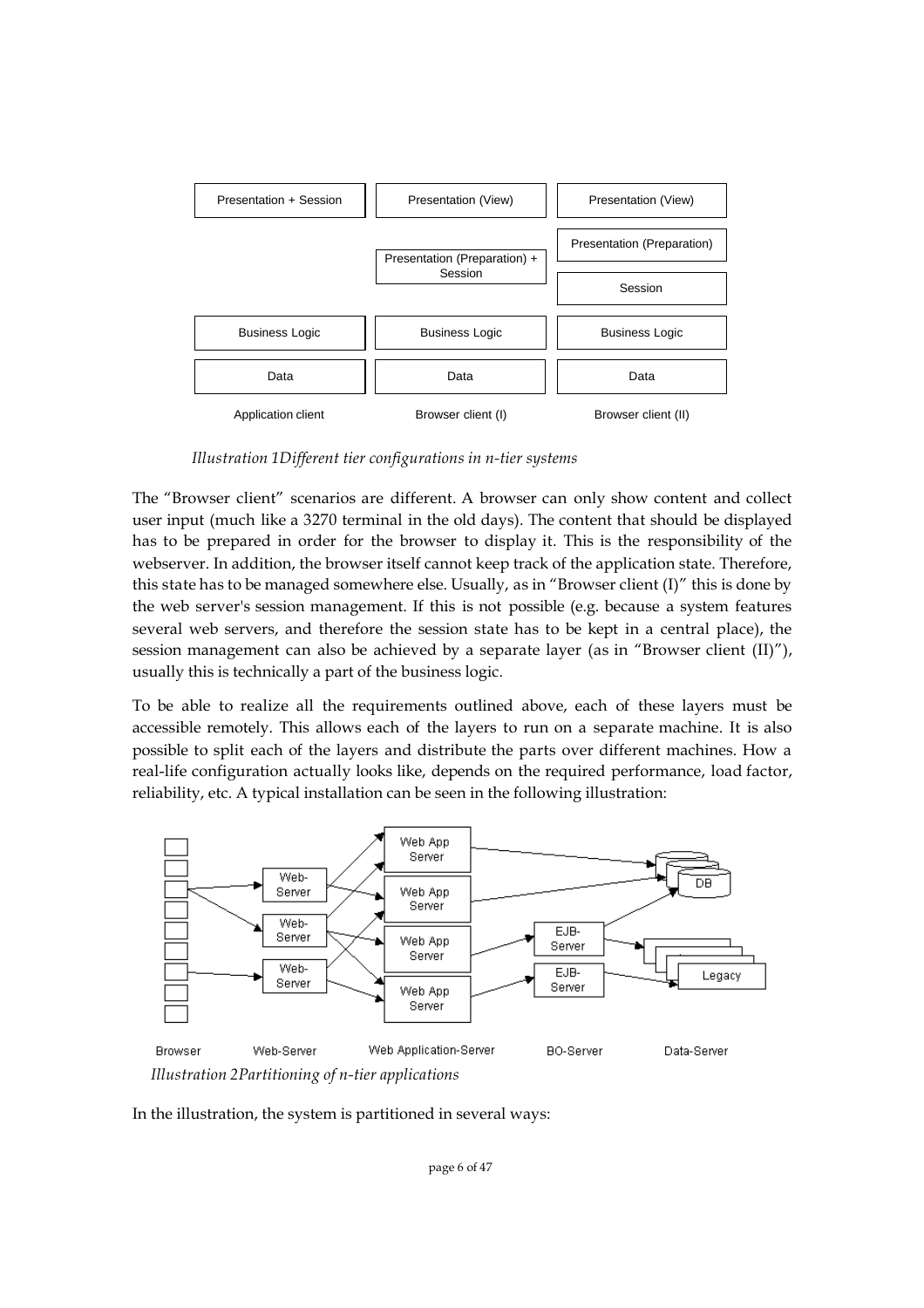| Application client | Browser client (I) | Browser client (II) |
|---|---|---|
| Presentation + Session | Presentation (View) | Presentation (View) |
| | Presentation (Preparation) + Session | Presentation (Preparation) |
| | | Session |
| Business Logic | Business Logic | Business Logic |
| Data | Data | Data |

*Illustration 1Different tier configurations in n-tier systems*

The "Browser client" scenarios are different. A browser can only show content and collect user input (much like a 3270 terminal in the old days). The content that should be displayed has to be prepared in order for the browser to display it. This is the responsibility of the webserver. In addition, the browser itself cannot keep track of the application state. Therefore, this state has to be managed somewhere else. Usually, as in "Browser client (I)" this is done by the web server's session management. If this is not possible (e.g. because a system features several web servers, and therefore the session state has to be kept in a central place), the session management can also be achieved by a separate layer (as in "Browser client (II)"), usually this is technically a part of the business logic.

To be able to realize all the requirements outlined above, each of these layers must be accessible remotely. This allows each of the layers to run on a separate machine. It is also possible to split each of the layers and distribute the parts over different machines. How a real-life configuration actually looks like, depends on the required performance, load factor, reliability, etc. A typical installation can be seen in the following illustration:

*Illustration 2Partitioning of n-tier applications*

In the illustration, the system is partitioned in several ways: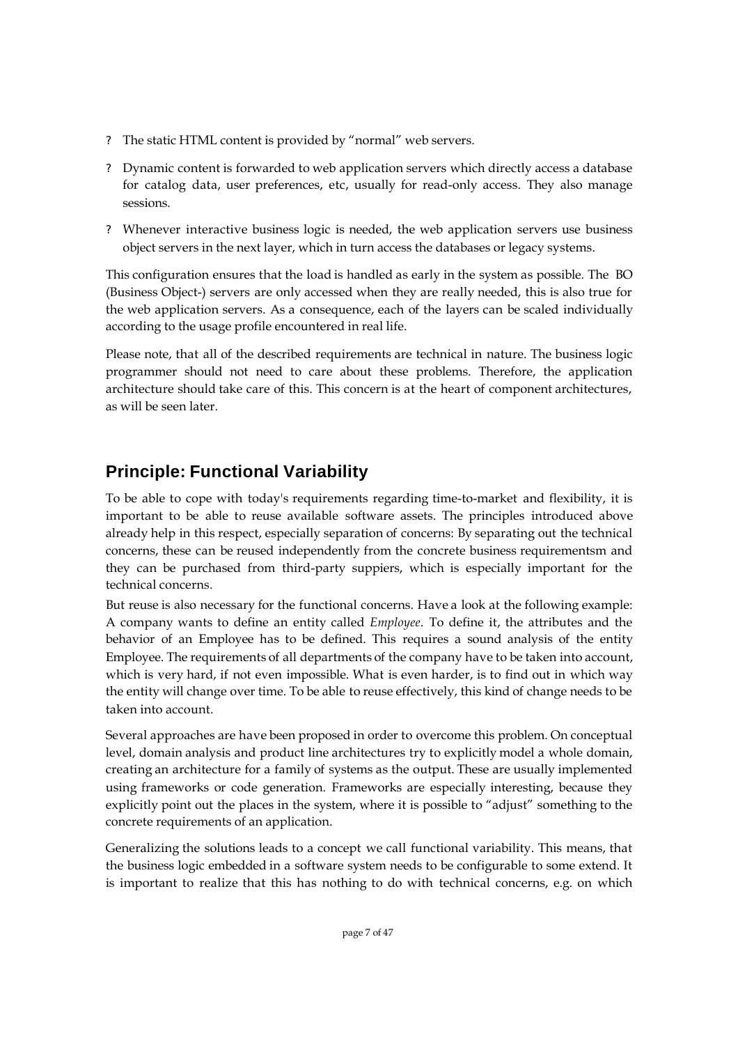- The static HTML content is provided by "normal" web servers.
- Dynamic content is forwarded to web application servers which directly access a database for catalog data, user preferences, etc, usually for read-only access. They also manage sessions.
- Whenever interactive business logic is needed, the web application servers use business object servers in the next layer, which in turn access the databases or legacy systems.

This configuration ensures that the load is handled as early in the system as possible. The BO (Business Object-) servers are only accessed when they are really needed, this is also true for the web application servers. As a consequence, each of the layers can be scaled individually according to the usage profile encountered in real life.

Please note, that all of the described requirements are technical in nature. The business logic programmer should not need to care about these problems. Therefore, the application architecture should take care of this. This concern is at the heart of component architectures, as will be seen later.

## Principle: Functional Variability

To be able to cope with today's requirements regarding time-to-market and flexibility, it is important to be able to reuse available software assets. The principles introduced above already help in this respect, especially separation of concerns: By separating out the technical concerns, these can be reused independently from the concrete business requirementsm and they can be purchased from third-party suppiers, which is especially important for the technical concerns.

But reuse is also necessary for the functional concerns. Have a look at the following example: A company wants to define an entity called *Employee*. To define it, the attributes and the behavior of an Employee has to be defined. This requires a sound analysis of the entity Employee. The requirements of all departments of the company have to be taken into account, which is very hard, if not even impossible. What is even harder, is to find out in which way the entity will change over time. To be able to reuse effectively, this kind of change needs to be taken into account.

Several approaches are have been proposed in order to overcome this problem. On conceptual level, domain analysis and product line architectures try to explicitly model a whole domain, creating an architecture for a family of systems as the output. These are usually implemented using frameworks or code generation. Frameworks are especially interesting, because they explicitly point out the places in the system, where it is possible to "adjust" something to the concrete requirements of an application.

Generalizing the solutions leads to a concept we call functional variability. This means, that the business logic embedded in a software system needs to be configurable to some extend. It is important to realize that this has nothing to do with technical concerns, e.g. on which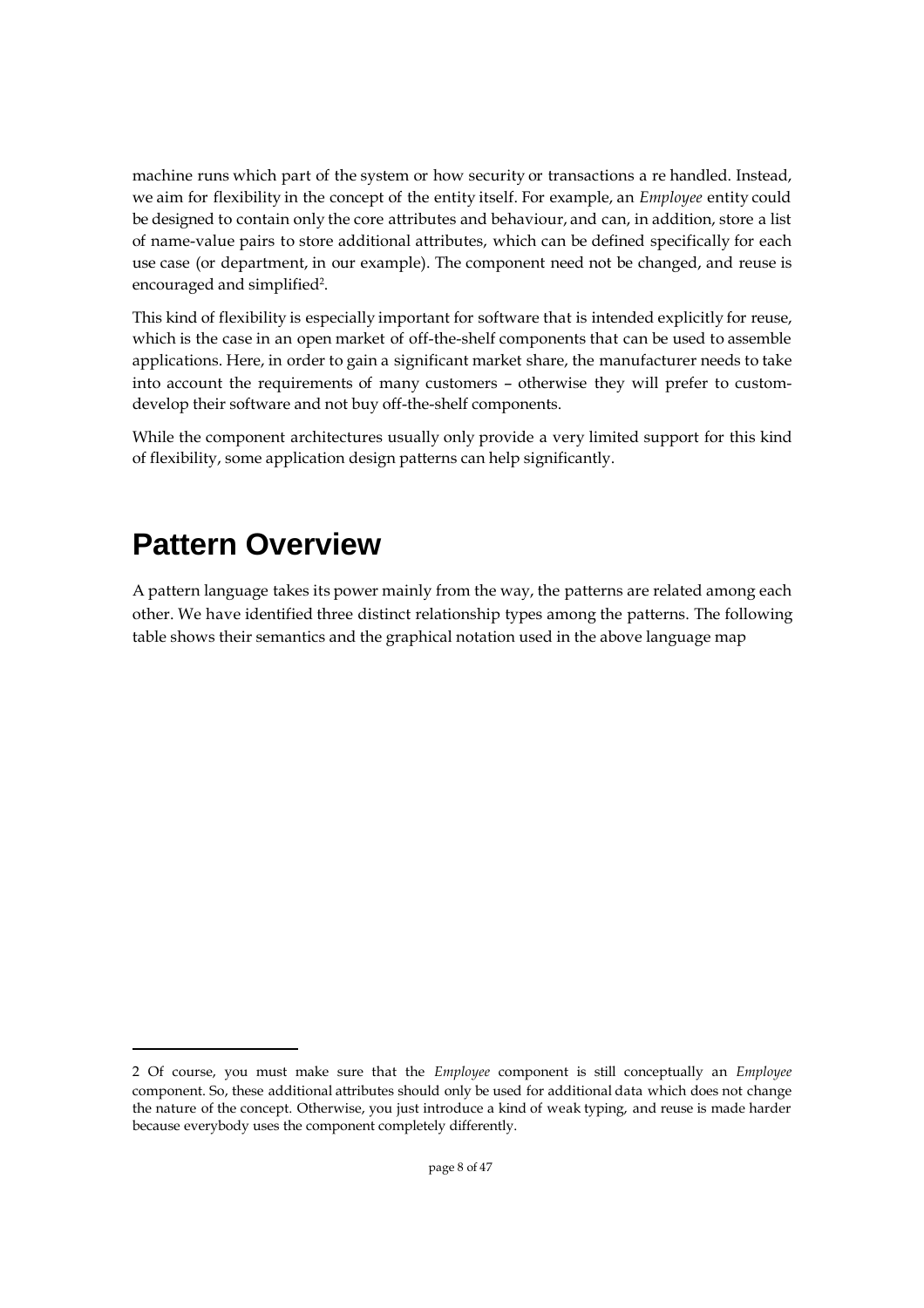machine runs which part of the system or how security or transactions a re handled. Instead, we aim for flexibility in the concept of the entity itself. For example, an *Employee* entity could be designed to contain only the core attributes and behaviour, and can, in addition, store a list of name-value pairs to store additional attributes, which can be defined specifically for each use case (or department, in our example). The component need not be changed, and reuse is encouraged and simplified[2].

This kind of flexibility is especially important for software that is intended explicitly for reuse, which is the case in an open market of off-the-shelf components that can be used to assemble applications. Here, in order to gain a significant market share, the manufacturer needs to take into account the requirements of many customers – otherwise they will prefer to custom-develop their software and not buy off-the-shelf components.

While the component architectures usually only provide a very limited support for this kind of flexibility, some application design patterns can help significantly.

# Pattern Overview

A pattern language takes its power mainly from the way, the patterns are related among each other. We have identified three distinct relationship types among the patterns. The following table shows their semantics and the graphical notation used in the above language map

2 Of course, you must make sure that the *Employee* component is still conceptually an *Employee* component. So, these additional attributes should only be used for additional data which does not change the nature of the concept. Otherwise, you just introduce a kind of weak typing, and reuse is made harder because everybody uses the component completely differently.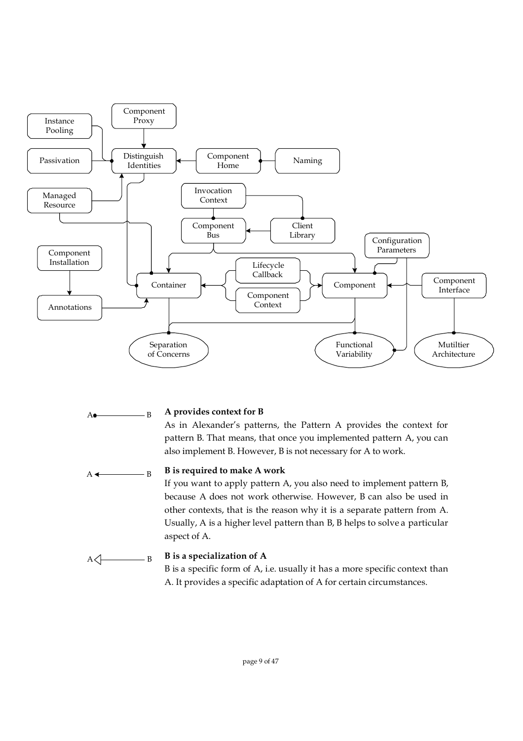**A provides context for B**

As in Alexander's patterns, the Pattern A provides the context for pattern B. That means, that once you implemented pattern A, you can also implement B. However, B is not necessary for A to work.

**B is required to make A work**

If you want to apply pattern A, you also need to implement pattern B, because A does not work otherwise. However, B can also be used in other contexts, that is the reason why it is a separate pattern from A. Usually, A is a higher level pattern than B, B helps to solve a particular aspect of A.

**B is a specialization of A**

B is a specific form of A, i.e. usually it has a more specific context than A. It provides a specific adaptation of A for certain circumstances.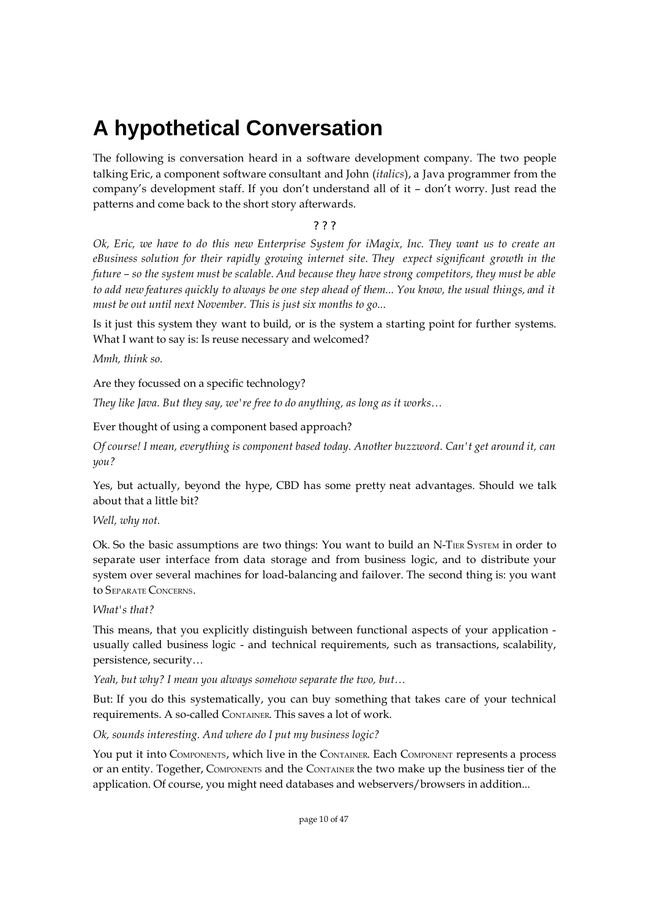# A hypothetical Conversation

The following is conversation heard in a software development company. The two people talking Eric, a component software consultant and John (*italics*), a Java programmer from the company's development staff. If you don't understand all of it – don't worry. Just read the patterns and come back to the short story afterwards.

? ? ?

*Ok, Eric, we have to do this new Enterprise System for iMagix, Inc. They want us to create an eBusiness solution for their rapidly growing internet site. They expect significant growth in the future – so the system must be scalable. And because they have strong competitors, they must be able to add new features quickly to always be one step ahead of them... You know, the usual things, and it must be out until next November. This is just six months to go...*

Is it just this system they want to build, or is the system a starting point for further systems. What I want to say is: Is reuse necessary and welcomed?

*Mmh, think so.*

Are they focussed on a specific technology?

*They like Java. But they say, we're free to do anything, as long as it works…*

Ever thought of using a component based approach?

*Of course! I mean, everything is component based today. Another buzzword. Can't get around it, can you?*

Yes, but actually, beyond the hype, CBD has some pretty neat advantages. Should we talk about that a little bit?

*Well, why not.*

Ok. So the basic assumptions are two things: You want to build an N-TIER SYSTEM in order to separate user interface from data storage and from business logic, and to distribute your system over several machines for load-balancing and failover. The second thing is: you want to SEPARATE CONCERNS.

*What's that?*

This means, that you explicitly distinguish between functional aspects of your application - usually called business logic - and technical requirements, such as transactions, scalability, persistence, security…

*Yeah, but why? I mean you always somehow separate the two, but…*

But: If you do this systematically, you can buy something that takes care of your technical requirements. A so-called CONTAINER. This saves a lot of work.

*Ok, sounds interesting. And where do I put my business logic?*

You put it into COMPONENTS, which live in the CONTAINER. Each COMPONENT represents a process or an entity. Together, COMPONENTS and the CONTAINER the two make up the business tier of the application. Of course, you might need databases and webservers/browsers in addition...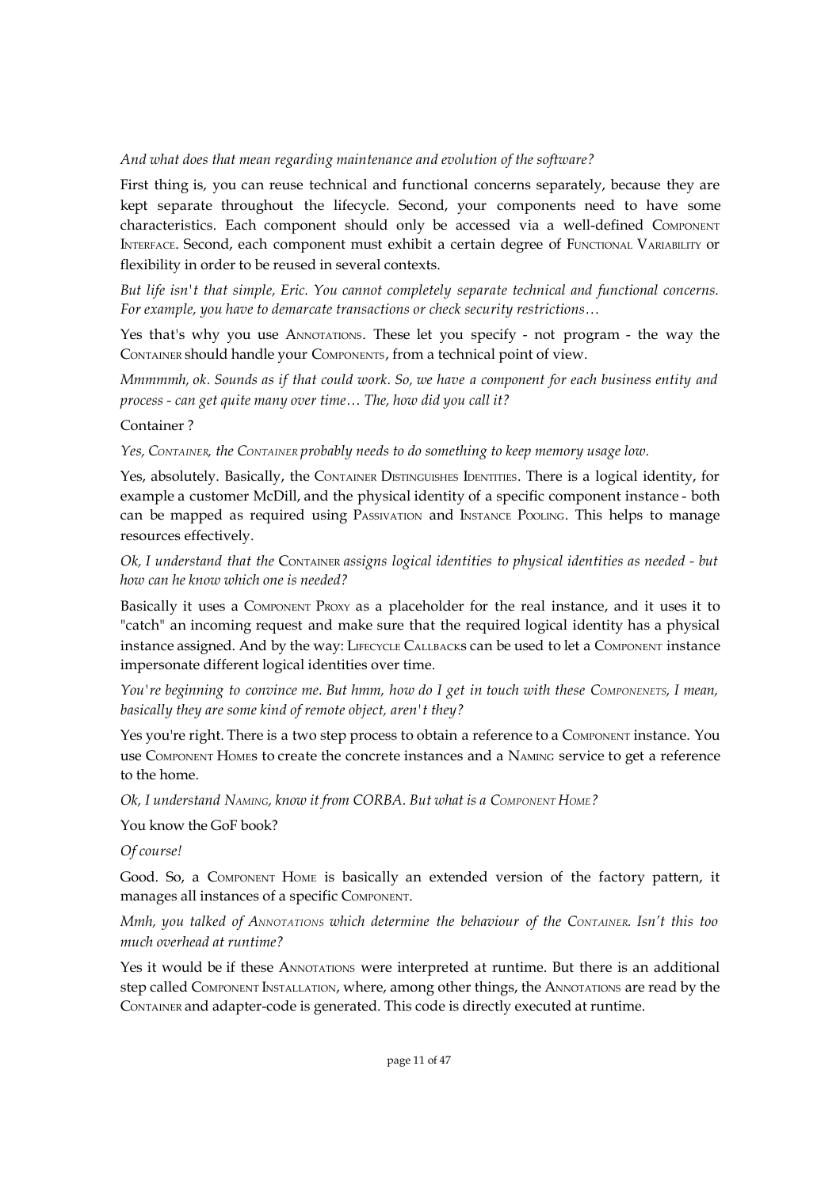*And what does that mean regarding maintenance and evolution of the software?*

First thing is, you can reuse technical and functional concerns separately, because they are kept separate throughout the lifecycle. Second, your components need to have some characteristics. Each component should only be accessed via a well-defined COMPONENT INTERFACE. Second, each component must exhibit a certain degree of FUNCTIONAL VARIABILITY or flexibility in order to be reused in several contexts.

*But life isn't that simple, Eric. You cannot completely separate technical and functional concerns. For example, you have to demarcate transactions or check security restrictions…*

Yes that's why you use ANNOTATIONS. These let you specify - not program - the way the CONTAINER should handle your COMPONENTS, from a technical point of view.

*Mmmmmh, ok. Sounds as if that could work. So, we have a component for each business entity and process - can get quite many over time… The, how did you call it?*

Container ?

*Yes, CONTAINER, the CONTAINER probably needs to do something to keep memory usage low.*

Yes, absolutely. Basically, the CONTAINER DISTINGUISHES IDENTITIES. There is a logical identity, for example a customer McDill, and the physical identity of a specific component instance - both can be mapped as required using PASSIVATION and INSTANCE POOLING. This helps to manage resources effectively.

*Ok, I understand that the* CONTAINER *assigns logical identities to physical identities as needed - but how can he know which one is needed?*

Basically it uses a COMPONENT PROXY as a placeholder for the real instance, and it uses it to "catch" an incoming request and make sure that the required logical identity has a physical instance assigned. And by the way: LIFECYCLE CALLBACKS can be used to let a COMPONENT instance impersonate different logical identities over time.

*You're beginning to convince me. But hmm, how do I get in touch with these COMPONENETS, I mean, basically they are some kind of remote object, aren't they?*

Yes you're right. There is a two step process to obtain a reference to a COMPONENT instance. You use COMPONENT HOMES to create the concrete instances and a NAMING service to get a reference to the home.

*Ok, I understand NAMING, know it from CORBA. But what is a COMPONENT HOME?*

You know the GoF book?

*Of course!*

Good. So, a COMPONENT HOME is basically an extended version of the factory pattern, it manages all instances of a specific COMPONENT.

*Mmh, you talked of ANNOTATIONS which determine the behaviour of the CONTAINER. Isn't this too much overhead at runtime?*

Yes it would be if these ANNOTATIONS were interpreted at runtime. But there is an additional step called COMPONENT INSTALLATION, where, among other things, the ANNOTATIONS are read by the CONTAINER and adapter-code is generated. This code is directly executed at runtime.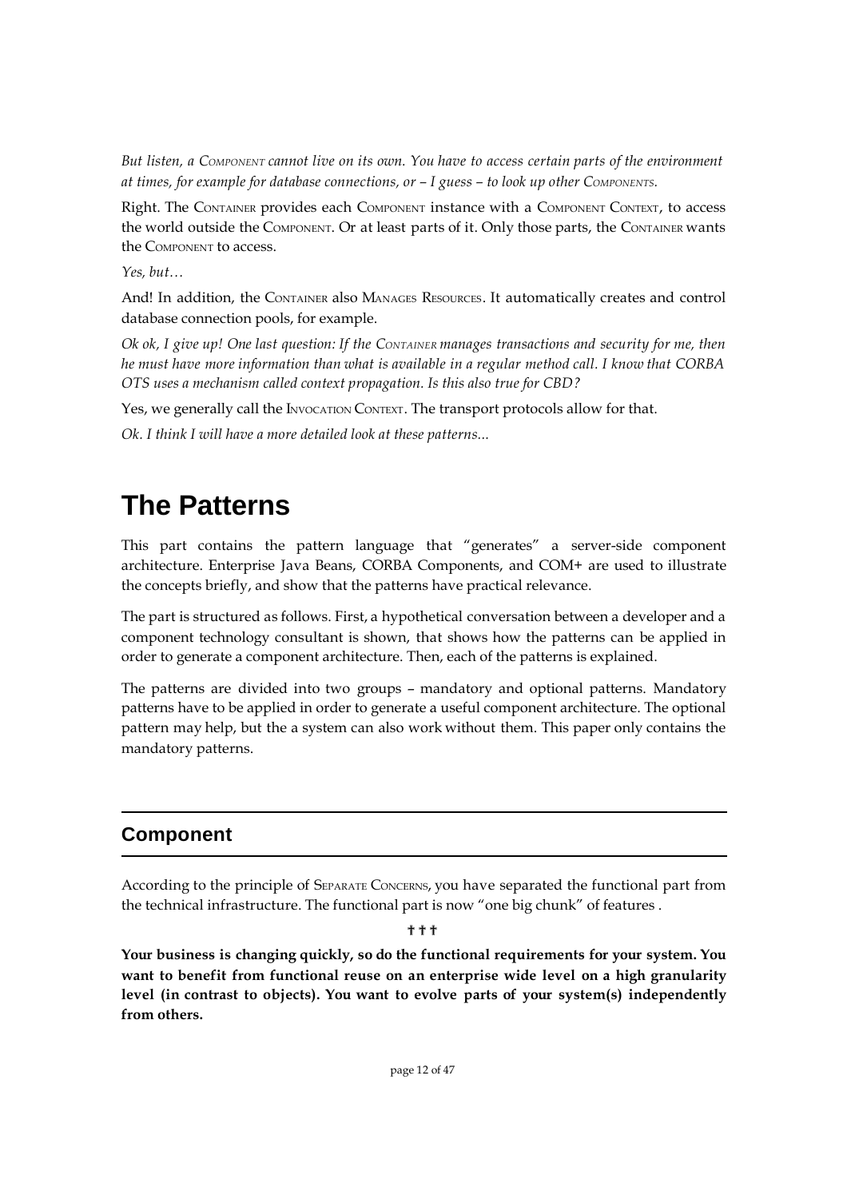*But listen, a COMPONENT cannot live on its own. You have to access certain parts of the environment at times, for example for database connections, or – I guess – to look up other COMPONENTS.*

Right. The CONTAINER provides each COMPONENT instance with a COMPONENT CONTEXT, to access the world outside the COMPONENT. Or at least parts of it. Only those parts, the CONTAINER wants the COMPONENT to access.

*Yes, but…*

And! In addition, the CONTAINER also MANAGES RESOURCES. It automatically creates and control database connection pools, for example.

*Ok ok, I give up! One last question: If the CONTAINER manages transactions and security for me, then he must have more information than what is available in a regular method call. I know that CORBA OTS uses a mechanism called context propagation. Is this also true for CBD?*

Yes, we generally call the INVOCATION CONTEXT. The transport protocols allow for that.

*Ok. I think I will have a more detailed look at these patterns...*

# The Patterns

This part contains the pattern language that "generates" a server-side component architecture. Enterprise Java Beans, CORBA Components, and COM+ are used to illustrate the concepts briefly, and show that the patterns have practical relevance.

The part is structured as follows. First, a hypothetical conversation between a developer and a component technology consultant is shown, that shows how the patterns can be applied in order to generate a component architecture. Then, each of the patterns is explained.

The patterns are divided into two groups – mandatory and optional patterns. Mandatory patterns have to be applied in order to generate a useful component architecture. The optional pattern may help, but the a system can also work without them. This paper only contains the mandatory patterns.

## Component

According to the principle of SEPARATE CONCERNS, you have separated the functional part from the technical infrastructure. The functional part is now "one big chunk" of features .

✝ ✝ ✝

**Your business is changing quickly, so do the functional requirements for your system. You want to benefit from functional reuse on an enterprise wide level on a high granularity level (in contrast to objects). You want to evolve parts of your system(s) independently from others.**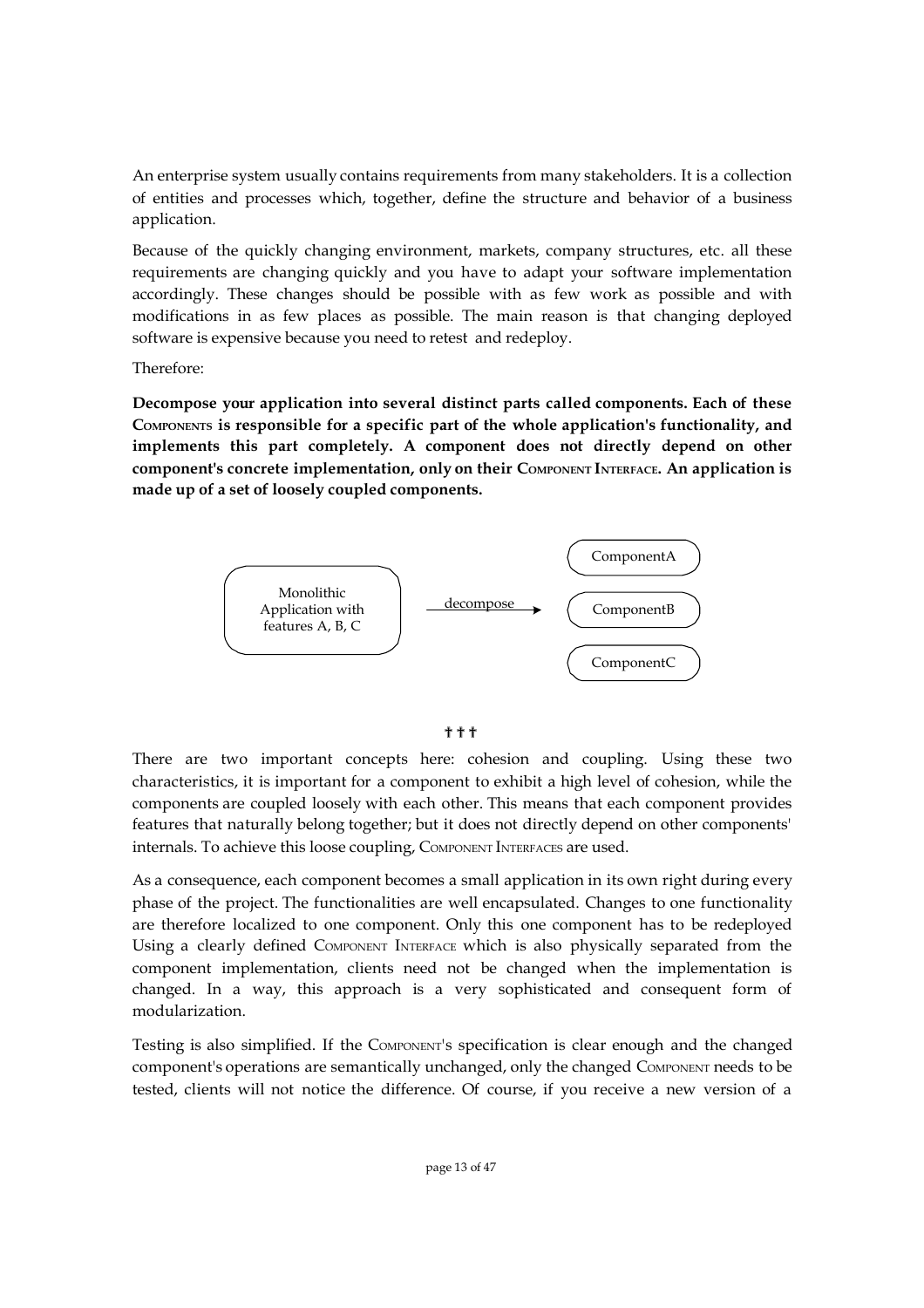An enterprise system usually contains requirements from many stakeholders. It is a collection of entities and processes which, together, define the structure and behavior of a business application.

Because of the quickly changing environment, markets, company structures, etc. all these requirements are changing quickly and you have to adapt your software implementation accordingly. These changes should be possible with as few work as possible and with modifications in as few places as possible. The main reason is that changing deployed software is expensive because you need to retest and redeploy.

Therefore:

**Decompose your application into several distinct parts called components. Each of these COMPONENTS is responsible for a specific part of the whole application's functionality, and implements this part completely. A component does not directly depend on other component's concrete implementation, only on their COMPONENT INTERFACE. An application is made up of a set of loosely coupled components.**

Monolithic Application with features A, B, C —decompose→ ComponentA, ComponentB, ComponentC

† † †

There are two important concepts here: cohesion and coupling. Using these two characteristics, it is important for a component to exhibit a high level of cohesion, while the components are coupled loosely with each other. This means that each component provides features that naturally belong together; but it does not directly depend on other components' internals. To achieve this loose coupling, COMPONENT INTERFACES are used.

As a consequence, each component becomes a small application in its own right during every phase of the project. The functionalities are well encapsulated. Changes to one functionality are therefore localized to one component. Only this one component has to be redeployed Using a clearly defined COMPONENT INTERFACE which is also physically separated from the component implementation, clients need not be changed when the implementation is changed. In a way, this approach is a very sophisticated and consequent form of modularization.

Testing is also simplified. If the COMPONENT's specification is clear enough and the changed component's operations are semantically unchanged, only the changed COMPONENT needs to be tested, clients will not notice the difference. Of course, if you receive a new version of a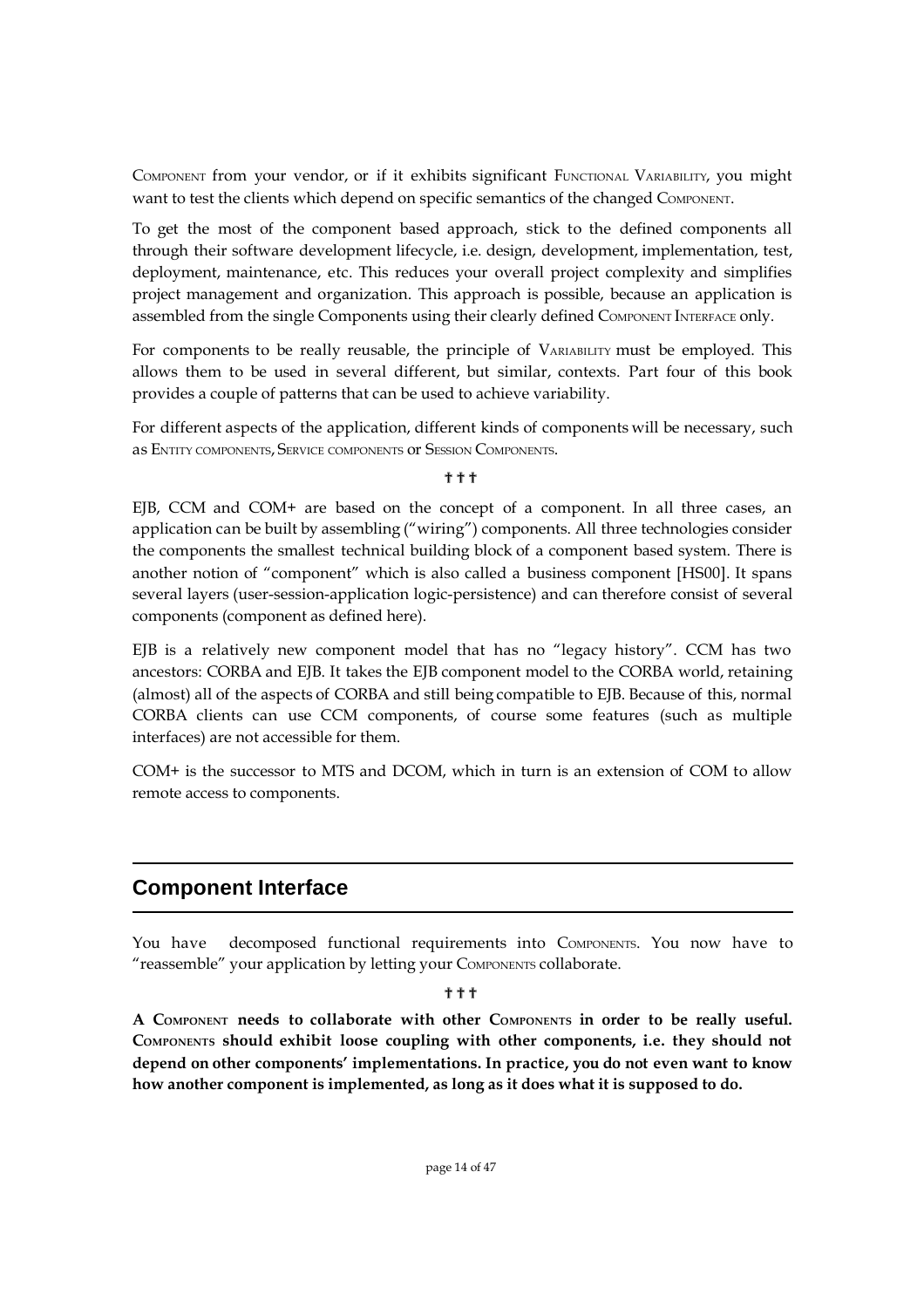COMPONENT from your vendor, or if it exhibits significant FUNCTIONAL VARIABILITY, you might want to test the clients which depend on specific semantics of the changed COMPONENT.

To get the most of the component based approach, stick to the defined components all through their software development lifecycle, i.e. design, development, implementation, test, deployment, maintenance, etc. This reduces your overall project complexity and simplifies project management and organization. This approach is possible, because an application is assembled from the single Components using their clearly defined COMPONENT INTERFACE only.

For components to be really reusable, the principle of VARIABILITY must be employed. This allows them to be used in several different, but similar, contexts. Part four of this book provides a couple of patterns that can be used to achieve variability.

For different aspects of the application, different kinds of components will be necessary, such as ENTITY COMPONENTS, SERVICE COMPONENTS or SESSION COMPONENTS.

† † †

EJB, CCM and COM+ are based on the concept of a component. In all three cases, an application can be built by assembling ("wiring") components. All three technologies consider the components the smallest technical building block of a component based system. There is another notion of "component" which is also called a business component [HS00]. It spans several layers (user-session-application logic-persistence) and can therefore consist of several components (component as defined here).

EJB is a relatively new component model that has no "legacy history". CCM has two ancestors: CORBA and EJB. It takes the EJB component model to the CORBA world, retaining (almost) all of the aspects of CORBA and still being compatible to EJB. Because of this, normal CORBA clients can use CCM components, of course some features (such as multiple interfaces) are not accessible for them.

COM+ is the successor to MTS and DCOM, which in turn is an extension of COM to allow remote access to components.

## Component Interface

You have decomposed functional requirements into COMPONENTS. You now have to "reassemble" your application by letting your COMPONENTS collaborate.

† † †

**A COMPONENT needs to collaborate with other COMPONENTS in order to be really useful. COMPONENTS should exhibit loose coupling with other components, i.e. they should not depend on other components' implementations. In practice, you do not even want to know how another component is implemented, as long as it does what it is supposed to do.**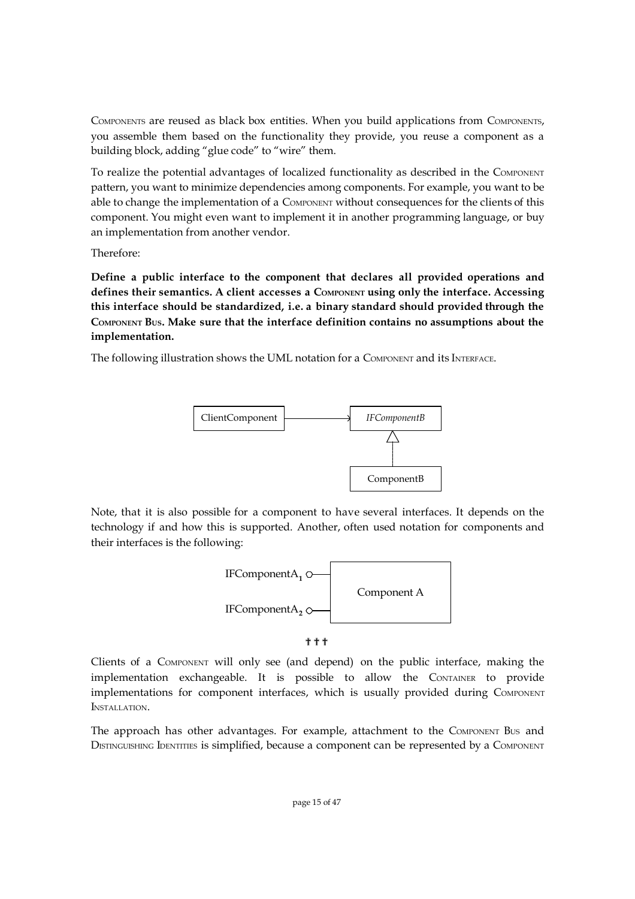COMPONENTS are reused as black box entities. When you build applications from COMPONENTS, you assemble them based on the functionality they provide, you reuse a component as a building block, adding "glue code" to "wire" them.

To realize the potential advantages of localized functionality as described in the COMPONENT pattern, you want to minimize dependencies among components. For example, you want to be able to change the implementation of a COMPONENT without consequences for the clients of this component. You might even want to implement it in another programming language, or buy an implementation from another vendor.

Therefore:

**Define a public interface to the component that declares all provided operations and defines their semantics. A client accesses a COMPONENT using only the interface. Accessing this interface should be standardized, i.e. a binary standard should provided through the COMPONENT BUS. Make sure that the interface definition contains no assumptions about the implementation.**

The following illustration shows the UML notation for a COMPONENT and its INTERFACE.

ClientComponent → *IFComponentB* ◁ ComponentB

Note, that it is also possible for a component to have several interfaces. It depends on the technology if and how this is supported. Another, often used notation for components and their interfaces is the following:

$IFComponentA_1$ ○— Component A
$IFComponentA_2$ ○—

✝✝✝

Clients of a COMPONENT will only see (and depend) on the public interface, making the implementation exchangeable. It is possible to allow the CONTAINER to provide implementations for component interfaces, which is usually provided during COMPONENT INSTALLATION.

The approach has other advantages. For example, attachment to the COMPONENT BUS and DISTINGUISHING IDENTITIES is simplified, because a component can be represented by a COMPONENT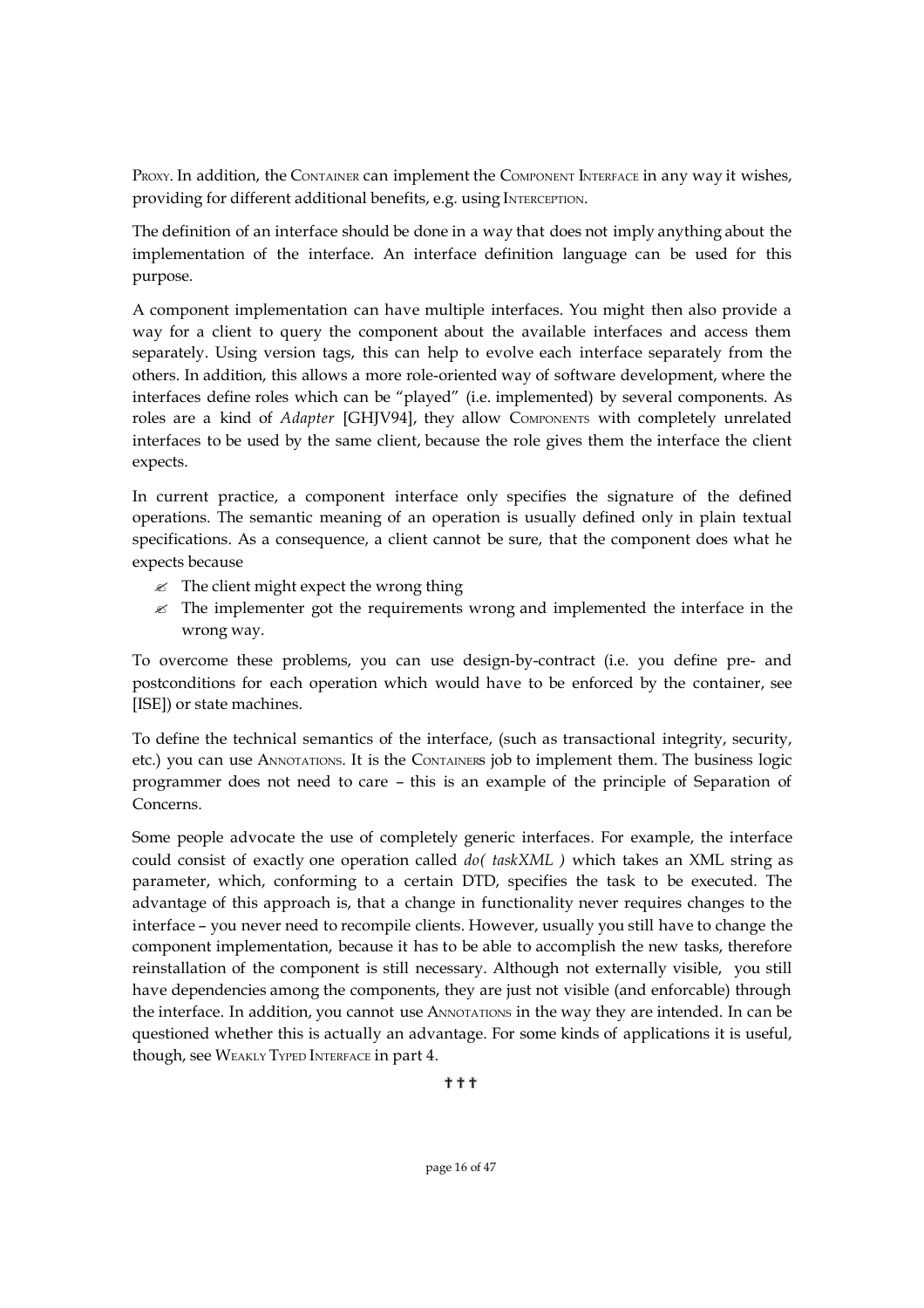PROXY. In addition, the CONTAINER can implement the COMPONENT INTERFACE in any way it wishes, providing for different additional benefits, e.g. using INTERCEPTION.

The definition of an interface should be done in a way that does not imply anything about the implementation of the interface. An interface definition language can be used for this purpose.

A component implementation can have multiple interfaces. You might then also provide a way for a client to query the component about the available interfaces and access them separately. Using version tags, this can help to evolve each interface separately from the others. In addition, this allows a more role-oriented way of software development, where the interfaces define roles which can be "played" (i.e. implemented) by several components. As roles are a kind of *Adapter* [GHJV94], they allow COMPONENTS with completely unrelated interfaces to be used by the same client, because the role gives them the interface the client expects.

In current practice, a component interface only specifies the signature of the defined operations. The semantic meaning of an operation is usually defined only in plain textual specifications. As a consequence, a client cannot be sure, that the component does what he expects because

- The client might expect the wrong thing
- The implementer got the requirements wrong and implemented the interface in the wrong way.

To overcome these problems, you can use design-by-contract (i.e. you define pre- and postconditions for each operation which would have to be enforced by the container, see [ISE]) or state machines.

To define the technical semantics of the interface, (such as transactional integrity, security, etc.) you can use ANNOTATIONS. It is the CONTAINERS job to implement them. The business logic programmer does not need to care – this is an example of the principle of Separation of Concerns.

Some people advocate the use of completely generic interfaces. For example, the interface could consist of exactly one operation called *do( taskXML )* which takes an XML string as parameter, which, conforming to a certain DTD, specifies the task to be executed. The advantage of this approach is, that a change in functionality never requires changes to the interface – you never need to recompile clients. However, usually you still have to change the component implementation, because it has to be able to accomplish the new tasks, therefore reinstallation of the component is still necessary. Although not externally visible, you still have dependencies among the components, they are just not visible (and enforcable) through the interface. In addition, you cannot use ANNOTATIONS in the way they are intended. In can be questioned whether this is actually an advantage. For some kinds of applications it is useful, though, see WEAKLY TYPED INTERFACE in part 4.

† † †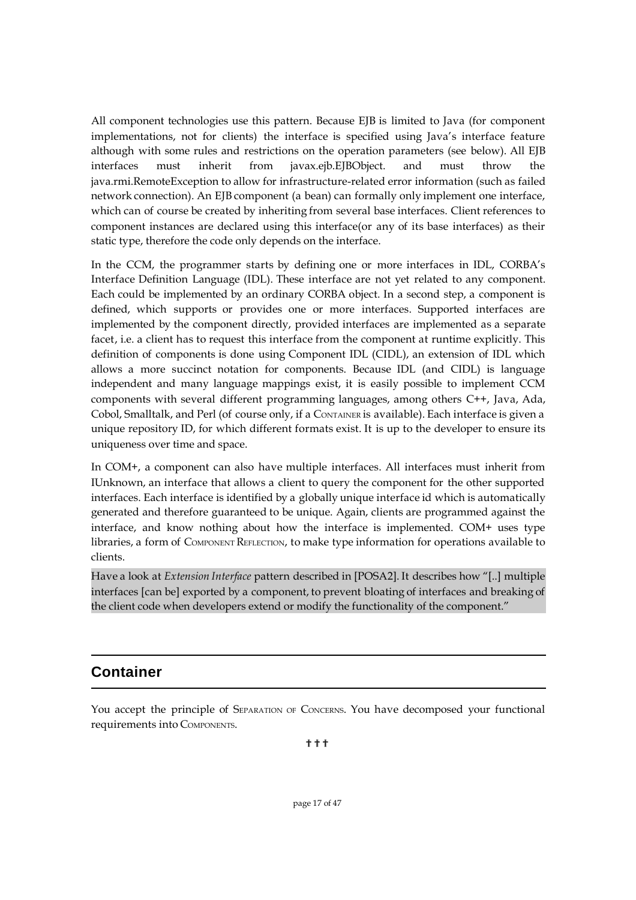All component technologies use this pattern. Because EJB is limited to Java (for component implementations, not for clients) the interface is specified using Java's interface feature although with some rules and restrictions on the operation parameters (see below). All EJB interfaces must inherit from javax.ejb.EJBObject. and must throw the java.rmi.RemoteException to allow for infrastructure-related error information (such as failed network connection). An EJB component (a bean) can formally only implement one interface, which can of course be created by inheriting from several base interfaces. Client references to component instances are declared using this interface(or any of its base interfaces) as their static type, therefore the code only depends on the interface.

In the CCM, the programmer starts by defining one or more interfaces in IDL, CORBA's Interface Definition Language (IDL). These interface are not yet related to any component. Each could be implemented by an ordinary CORBA object. In a second step, a component is defined, which supports or provides one or more interfaces. Supported interfaces are implemented by the component directly, provided interfaces are implemented as a separate facet, i.e. a client has to request this interface from the component at runtime explicitly. This definition of components is done using Component IDL (CIDL), an extension of IDL which allows a more succinct notation for components. Because IDL (and CIDL) is language independent and many language mappings exist, it is easily possible to implement CCM components with several different programming languages, among others C++, Java, Ada, Cobol, Smalltalk, and Perl (of course only, if a CONTAINER is available). Each interface is given a unique repository ID, for which different formats exist. It is up to the developer to ensure its uniqueness over time and space.

In COM+, a component can also have multiple interfaces. All interfaces must inherit from IUnknown, an interface that allows a client to query the component for the other supported interfaces. Each interface is identified by a globally unique interface id which is automatically generated and therefore guaranteed to be unique. Again, clients are programmed against the interface, and know nothing about how the interface is implemented. COM+ uses type libraries, a form of COMPONENT REFLECTION, to make type information for operations available to clients.

Have a look at *Extension Interface* pattern described in [POSA2]. It describes how "[..] multiple interfaces [can be] exported by a component, to prevent bloating of interfaces and breaking of the client code when developers extend or modify the functionality of the component."

## Container

You accept the principle of SEPARATION OF CONCERNS. You have decomposed your functional requirements into COMPONENTS.

† † †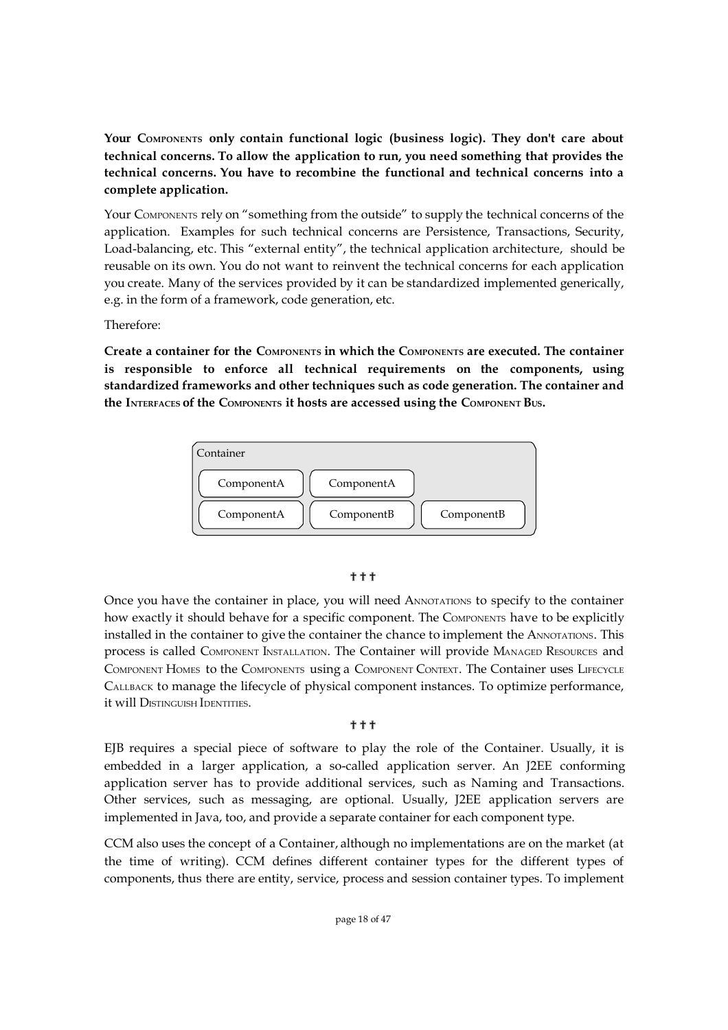**Your COMPONENTS only contain functional logic (business logic). They don't care about technical concerns. To allow the application to run, you need something that provides the technical concerns. You have to recombine the functional and technical concerns into a complete application.**

Your COMPONENTS rely on "something from the outside" to supply the technical concerns of the application. Examples for such technical concerns are Persistence, Transactions, Security, Load-balancing, etc. This "external entity", the technical application architecture, should be reusable on its own. You do not want to reinvent the technical concerns for each application you create. Many of the services provided by it can be standardized implemented generically, e.g. in the form of a framework, code generation, etc.

Therefore:

**Create a container for the COMPONENTS in which the COMPONENTS are executed. The container is responsible to enforce all technical requirements on the components, using standardized frameworks and other techniques such as code generation. The container and the INTERFACES of the COMPONENTS it hosts are accessed using the COMPONENT BUS.**

```
Container
 [ComponentA] [ComponentA]
 [ComponentA] [ComponentB] [ComponentB]
```

† † †

Once you have the container in place, you will need ANNOTATIONS to specify to the container how exactly it should behave for a specific component. The COMPONENTS have to be explicitly installed in the container to give the container the chance to implement the ANNOTATIONS. This process is called COMPONENT INSTALLATION. The Container will provide MANAGED RESOURCES and COMPONENT HOMES to the COMPONENTS using a COMPONENT CONTEXT. The Container uses LIFECYCLE CALLBACK to manage the lifecycle of physical component instances. To optimize performance, it will DISTINGUISH IDENTITIES.

† † †

EJB requires a special piece of software to play the role of the Container. Usually, it is embedded in a larger application, a so-called application server. An J2EE conforming application server has to provide additional services, such as Naming and Transactions. Other services, such as messaging, are optional. Usually, J2EE application servers are implemented in Java, too, and provide a separate container for each component type.

CCM also uses the concept of a Container, although no implementations are on the market (at the time of writing). CCM defines different container types for the different types of components, thus there are entity, service, process and session container types. To implement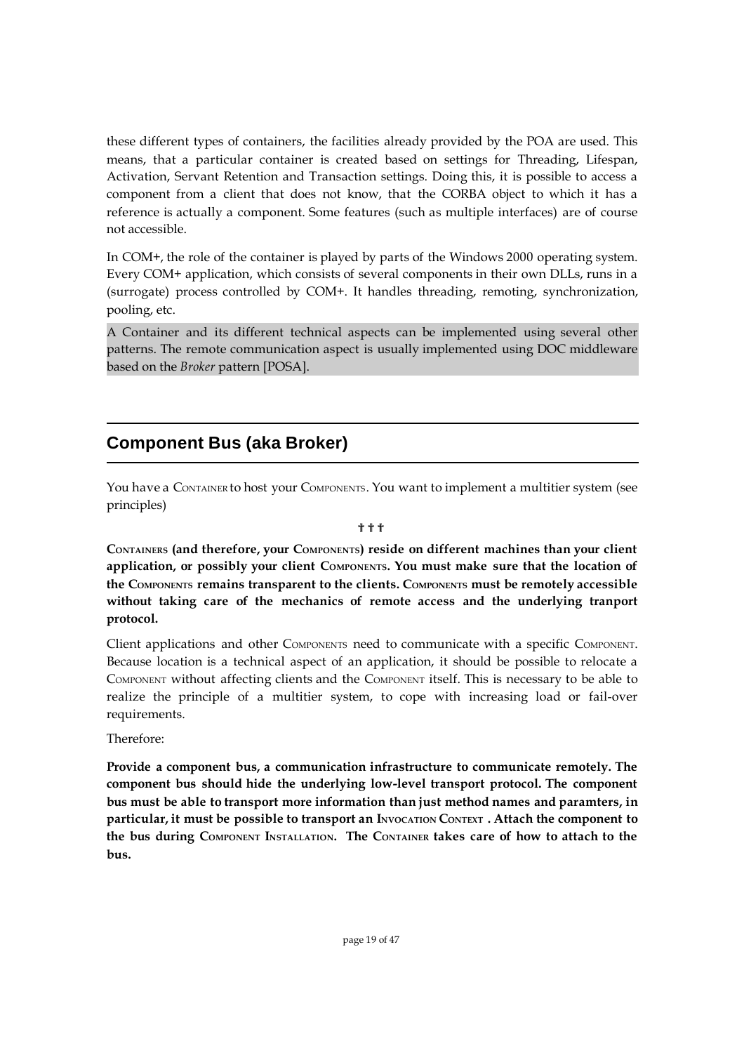these different types of containers, the facilities already provided by the POA are used. This means, that a particular container is created based on settings for Threading, Lifespan, Activation, Servant Retention and Transaction settings. Doing this, it is possible to access a component from a client that does not know, that the CORBA object to which it has a reference is actually a component. Some features (such as multiple interfaces) are of course not accessible.

In COM+, the role of the container is played by parts of the Windows 2000 operating system. Every COM+ application, which consists of several components in their own DLLs, runs in a (surrogate) process controlled by COM+. It handles threading, remoting, synchronization, pooling, etc.

A Container and its different technical aspects can be implemented using several other patterns. The remote communication aspect is usually implemented using DOC middleware based on the *Broker* pattern [POSA].

## Component Bus (aka Broker)

You have a CONTAINER to host your COMPONENTS. You want to implement a multitier system (see principles)

† † †

**CONTAINERS (and therefore, your COMPONENTS) reside on different machines than your client application, or possibly your client COMPONENTS. You must make sure that the location of the COMPONENTS remains transparent to the clients. COMPONENTS must be remotely accessible without taking care of the mechanics of remote access and the underlying tranport protocol.**

Client applications and other COMPONENTS need to communicate with a specific COMPONENT. Because location is a technical aspect of an application, it should be possible to relocate a COMPONENT without affecting clients and the COMPONENT itself. This is necessary to be able to realize the principle of a multitier system, to cope with increasing load or fail-over requirements.

Therefore:

**Provide a component bus, a communication infrastructure to communicate remotely. The component bus should hide the underlying low-level transport protocol. The component bus must be able to transport more information than just method names and paramters, in particular, it must be possible to transport an INVOCATION CONTEXT . Attach the component to the bus during COMPONENT INSTALLATION. The CONTAINER takes care of how to attach to the bus.**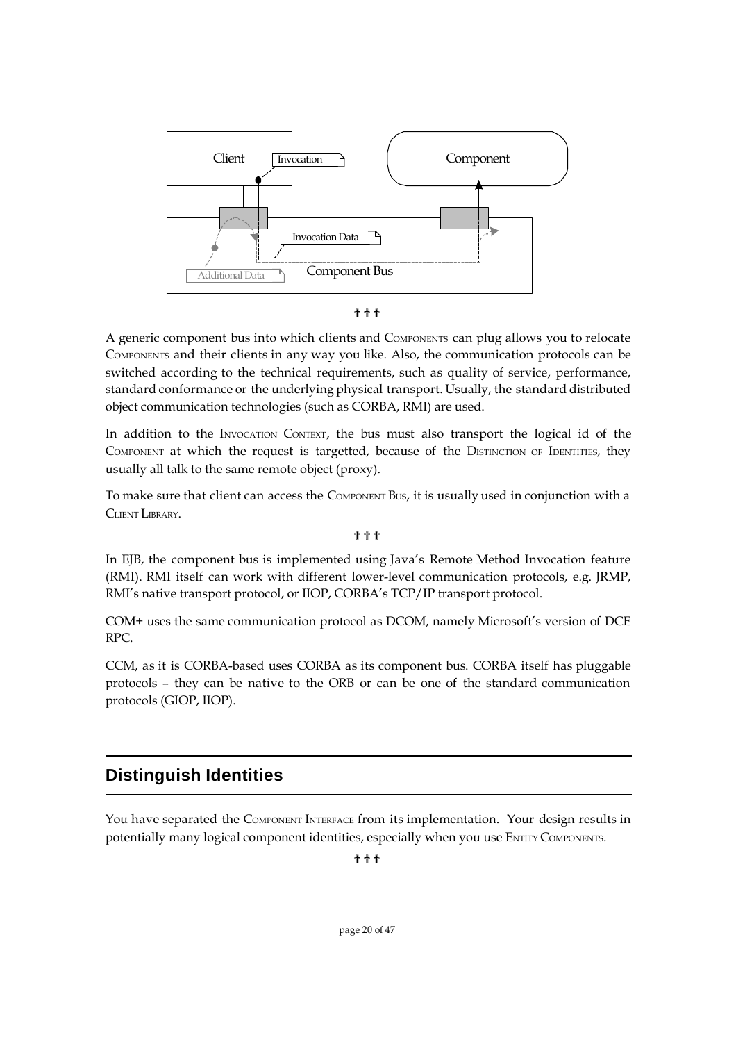✝✝✝

A generic component bus into which clients and COMPONENTS can plug allows you to relocate COMPONENTS and their clients in any way you like. Also, the communication protocols can be switched according to the technical requirements, such as quality of service, performance, standard conformance or the underlying physical transport. Usually, the standard distributed object communication technologies (such as CORBA, RMI) are used.

In addition to the INVOCATION CONTEXT, the bus must also transport the logical id of the COMPONENT at which the request is targetted, because of the DISTINCTION OF IDENTITIES, they usually all talk to the same remote object (proxy).

To make sure that client can access the COMPONENT BUS, it is usually used in conjunction with a CLIENT LIBRARY.

✝✝✝

In EJB, the component bus is implemented using Java's Remote Method Invocation feature (RMI). RMI itself can work with different lower-level communication protocols, e.g. JRMP, RMI's native transport protocol, or IIOP, CORBA's TCP/IP transport protocol.

COM+ uses the same communication protocol as DCOM, namely Microsoft's version of DCE RPC.

CCM, as it is CORBA-based uses CORBA as its component bus. CORBA itself has pluggable protocols – they can be native to the ORB or can be one of the standard communication protocols (GIOP, IIOP).

## Distinguish Identities

You have separated the COMPONENT INTERFACE from its implementation. Your design results in potentially many logical component identities, especially when you use ENTITY COMPONENTS.

✝✝✝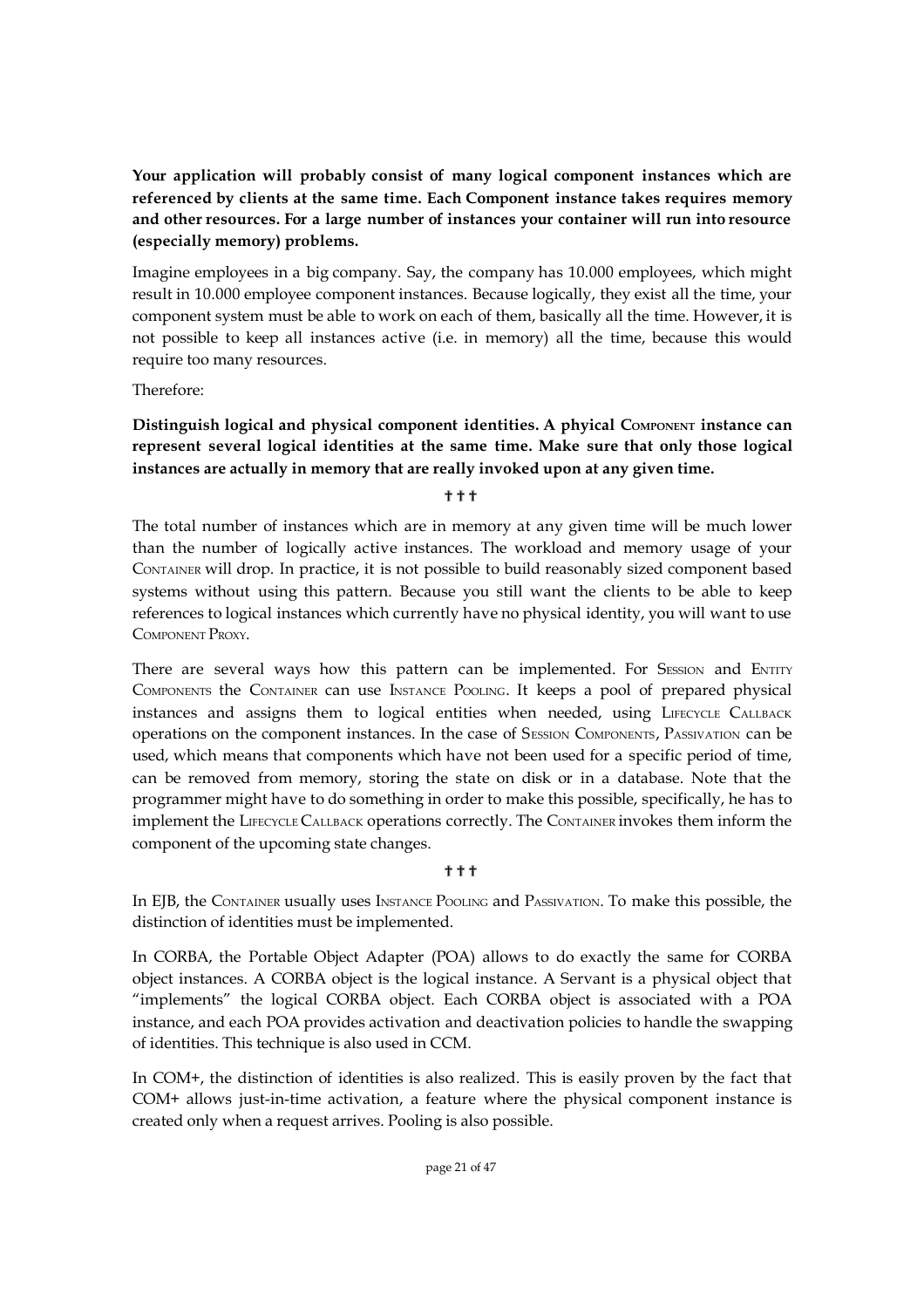**Your application will probably consist of many logical component instances which are referenced by clients at the same time. Each Component instance takes requires memory and other resources. For a large number of instances your container will run into resource (especially memory) problems.**

Imagine employees in a big company. Say, the company has 10.000 employees, which might result in 10.000 employee component instances. Because logically, they exist all the time, your component system must be able to work on each of them, basically all the time. However, it is not possible to keep all instances active (i.e. in memory) all the time, because this would require too many resources.

Therefore:

**Distinguish logical and physical component identities. A phyical COMPONENT instance can represent several logical identities at the same time. Make sure that only those logical instances are actually in memory that are really invoked upon at any given time.**

† † †

The total number of instances which are in memory at any given time will be much lower than the number of logically active instances. The workload and memory usage of your CONTAINER will drop. In practice, it is not possible to build reasonably sized component based systems without using this pattern. Because you still want the clients to be able to keep references to logical instances which currently have no physical identity, you will want to use COMPONENT PROXY.

There are several ways how this pattern can be implemented. For SESSION and ENTITY COMPONENTS the CONTAINER can use INSTANCE POOLING. It keeps a pool of prepared physical instances and assigns them to logical entities when needed, using LIFECYCLE CALLBACK operations on the component instances. In the case of SESSION COMPONENTS, PASSIVATION can be used, which means that components which have not been used for a specific period of time, can be removed from memory, storing the state on disk or in a database. Note that the programmer might have to do something in order to make this possible, specifically, he has to implement the LIFECYCLE CALLBACK operations correctly. The CONTAINER invokes them inform the component of the upcoming state changes.

† † †

In EJB, the CONTAINER usually uses INSTANCE POOLING and PASSIVATION. To make this possible, the distinction of identities must be implemented.

In CORBA, the Portable Object Adapter (POA) allows to do exactly the same for CORBA object instances. A CORBA object is the logical instance. A Servant is a physical object that "implements" the logical CORBA object. Each CORBA object is associated with a POA instance, and each POA provides activation and deactivation policies to handle the swapping of identities. This technique is also used in CCM.

In COM+, the distinction of identities is also realized. This is easily proven by the fact that COM+ allows just-in-time activation, a feature where the physical component instance is created only when a request arrives. Pooling is also possible.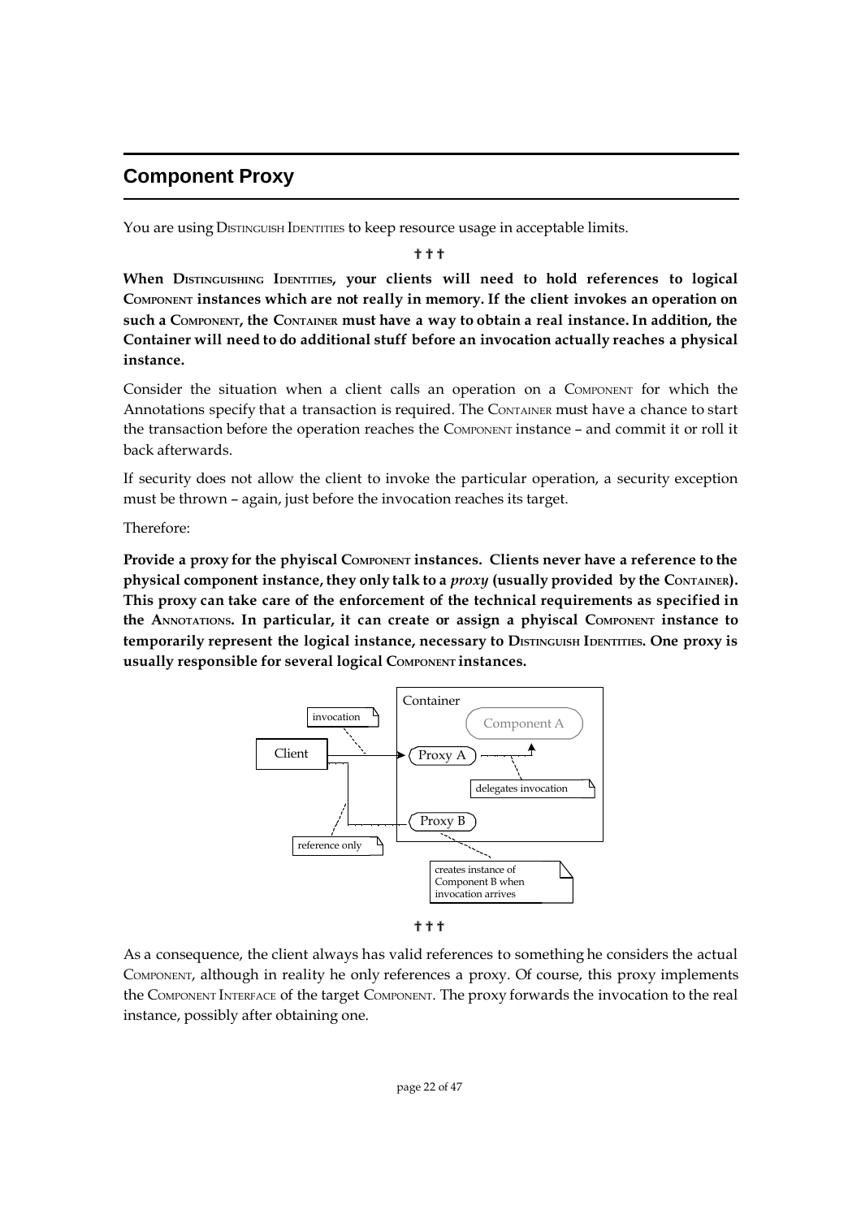## Component Proxy

You are using Distinguish Identities to keep resource usage in acceptable limits.

† † †

**When Distinguishing Identities, your clients will need to hold references to logical Component instances which are not really in memory. If the client invokes an operation on such a Component, the Container must have a way to obtain a real instance. In addition, the Container will need to do additional stuff before an invocation actually reaches a physical instance.**

Consider the situation when a client calls an operation on a Component for which the Annotations specify that a transaction is required. The Container must have a chance to start the transaction before the operation reaches the Component instance – and commit it or roll it back afterwards.

If security does not allow the client to invoke the particular operation, a security exception must be thrown – again, just before the invocation reaches its target.

Therefore:

**Provide a proxy for the phyiscal Component instances. Clients never have a reference to the physical component instance, they only talk to a *proxy* (usually provided by the Container). This proxy can take care of the enforcement of the technical requirements as specified in the Annotations. In particular, it can create or assign a phyiscal Component instance to temporarily represent the logical instance, necessary to Distinguish Identities. One proxy is usually responsible for several logical Component instances.**

† † †

As a consequence, the client always has valid references to something he considers the actual Component, although in reality he only references a proxy. Of course, this proxy implements the Component Interface of the target Component. The proxy forwards the invocation to the real instance, possibly after obtaining one.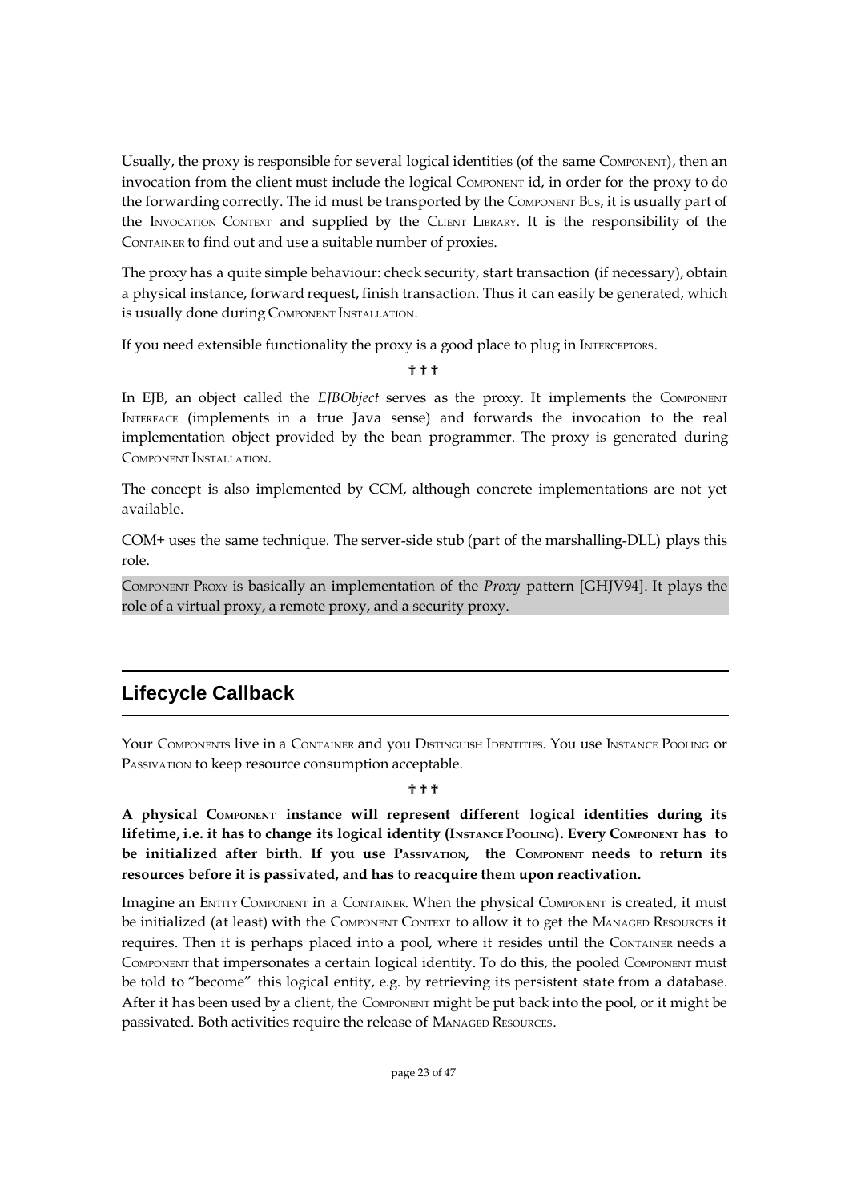Usually, the proxy is responsible for several logical identities (of the same COMPONENT), then an invocation from the client must include the logical COMPONENT id, in order for the proxy to do the forwarding correctly. The id must be transported by the COMPONENT BUS, it is usually part of the INVOCATION CONTEXT and supplied by the CLIENT LIBRARY. It is the responsibility of the CONTAINER to find out and use a suitable number of proxies.

The proxy has a quite simple behaviour: check security, start transaction (if necessary), obtain a physical instance, forward request, finish transaction. Thus it can easily be generated, which is usually done during COMPONENT INSTALLATION.

If you need extensible functionality the proxy is a good place to plug in INTERCEPTORS.

† † †

In EJB, an object called the *EJBObject* serves as the proxy. It implements the COMPONENT INTERFACE (implements in a true Java sense) and forwards the invocation to the real implementation object provided by the bean programmer. The proxy is generated during COMPONENT INSTALLATION.

The concept is also implemented by CCM, although concrete implementations are not yet available.

COM+ uses the same technique. The server-side stub (part of the marshalling-DLL) plays this role.

COMPONENT PROXY is basically an implementation of the *Proxy* pattern [GHJV94]. It plays the role of a virtual proxy, a remote proxy, and a security proxy.

## Lifecycle Callback

Your COMPONENTS live in a CONTAINER and you DISTINGUISH IDENTITIES. You use INSTANCE POOLING or PASSIVATION to keep resource consumption acceptable.

† † †

**A physical COMPONENT instance will represent different logical identities during its lifetime, i.e. it has to change its logical identity (INSTANCE POOLING). Every COMPONENT has to be initialized after birth. If you use PASSIVATION, the COMPONENT needs to return its resources before it is passivated, and has to reacquire them upon reactivation.**

Imagine an ENTITY COMPONENT in a CONTAINER. When the physical COMPONENT is created, it must be initialized (at least) with the COMPONENT CONTEXT to allow it to get the MANAGED RESOURCES it requires. Then it is perhaps placed into a pool, where it resides until the CONTAINER needs a COMPONENT that impersonates a certain logical identity. To do this, the pooled COMPONENT must be told to "become" this logical entity, e.g. by retrieving its persistent state from a database. After it has been used by a client, the COMPONENT might be put back into the pool, or it might be passivated. Both activities require the release of MANAGED RESOURCES.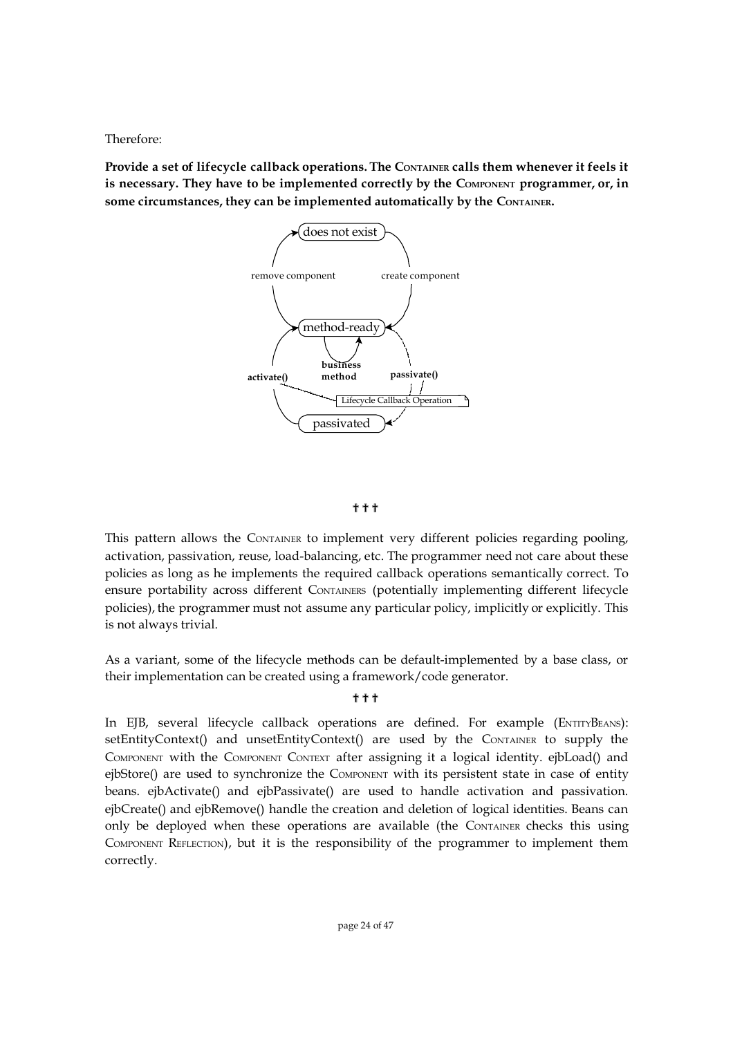Therefore:

**Provide a set of lifecycle callback operations. The CONTAINER calls them whenever it feels it is necessary. They have to be implemented correctly by the COMPONENT programmer, or, in some circumstances, they can be implemented automatically by the CONTAINER.**

✝ ✝ ✝

This pattern allows the CONTAINER to implement very different policies regarding pooling, activation, passivation, reuse, load-balancing, etc. The programmer need not care about these policies as long as he implements the required callback operations semantically correct. To ensure portability across different CONTAINERS (potentially implementing different lifecycle policies), the programmer must not assume any particular policy, implicitly or explicitly. This is not always trivial.

As a variant, some of the lifecycle methods can be default-implemented by a base class, or their implementation can be created using a framework/code generator.

✝ ✝ ✝

In EJB, several lifecycle callback operations are defined. For example (ENTITYBEANS): setEntityContext() and unsetEntityContext() are used by the CONTAINER to supply the COMPONENT with the COMPONENT CONTEXT after assigning it a logical identity. ejbLoad() and ejbStore() are used to synchronize the COMPONENT with its persistent state in case of entity beans. ejbActivate() and ejbPassivate() are used to handle activation and passivation. ejbCreate() and ejbRemove() handle the creation and deletion of logical identities. Beans can only be deployed when these operations are available (the CONTAINER checks this using COMPONENT REFLECTION), but it is the responsibility of the programmer to implement them correctly.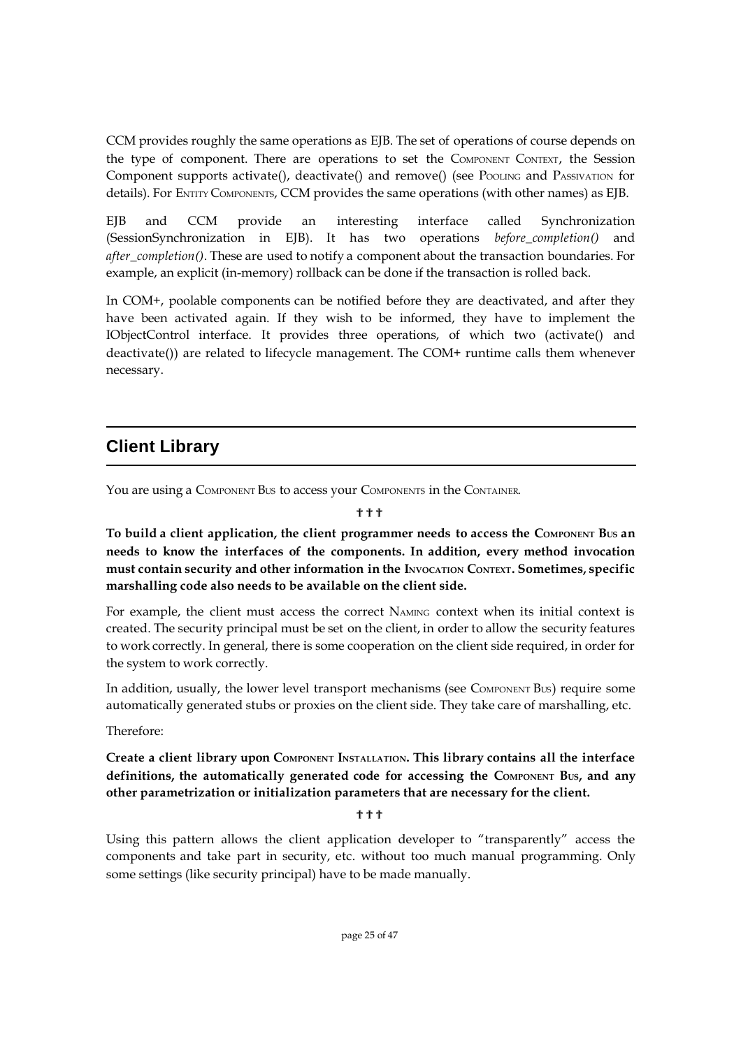CCM provides roughly the same operations as EJB. The set of operations of course depends on the type of component. There are operations to set the COMPONENT CONTEXT, the Session Component supports activate(), deactivate() and remove() (see POOLING and PASSIVATION for details). For ENTITY COMPONENTS, CCM provides the same operations (with other names) as EJB.

EJB and CCM provide an interesting interface called Synchronization (SessionSynchronization in EJB). It has two operations *before_completion()* and *after_completion()*. These are used to notify a component about the transaction boundaries. For example, an explicit (in-memory) rollback can be done if the transaction is rolled back.

In COM+, poolable components can be notified before they are deactivated, and after they have been activated again. If they wish to be informed, they have to implement the IObjectControl interface. It provides three operations, of which two (activate() and deactivate()) are related to lifecycle management. The COM+ runtime calls them whenever necessary.

## Client Library

You are using a COMPONENT BUS to access your COMPONENTS in the CONTAINER.

† † †

**To build a client application, the client programmer needs to access the COMPONENT BUS an needs to know the interfaces of the components. In addition, every method invocation must contain security and other information in the INVOCATION CONTEXT. Sometimes, specific marshalling code also needs to be available on the client side.**

For example, the client must access the correct NAMING context when its initial context is created. The security principal must be set on the client, in order to allow the security features to work correctly. In general, there is some cooperation on the client side required, in order for the system to work correctly.

In addition, usually, the lower level transport mechanisms (see COMPONENT BUS) require some automatically generated stubs or proxies on the client side. They take care of marshalling, etc.

Therefore:

**Create a client library upon COMPONENT INSTALLATION. This library contains all the interface definitions, the automatically generated code for accessing the COMPONENT BUS, and any other parametrization or initialization parameters that are necessary for the client.**

† † †

Using this pattern allows the client application developer to "transparently" access the components and take part in security, etc. without too much manual programming. Only some settings (like security principal) have to be made manually.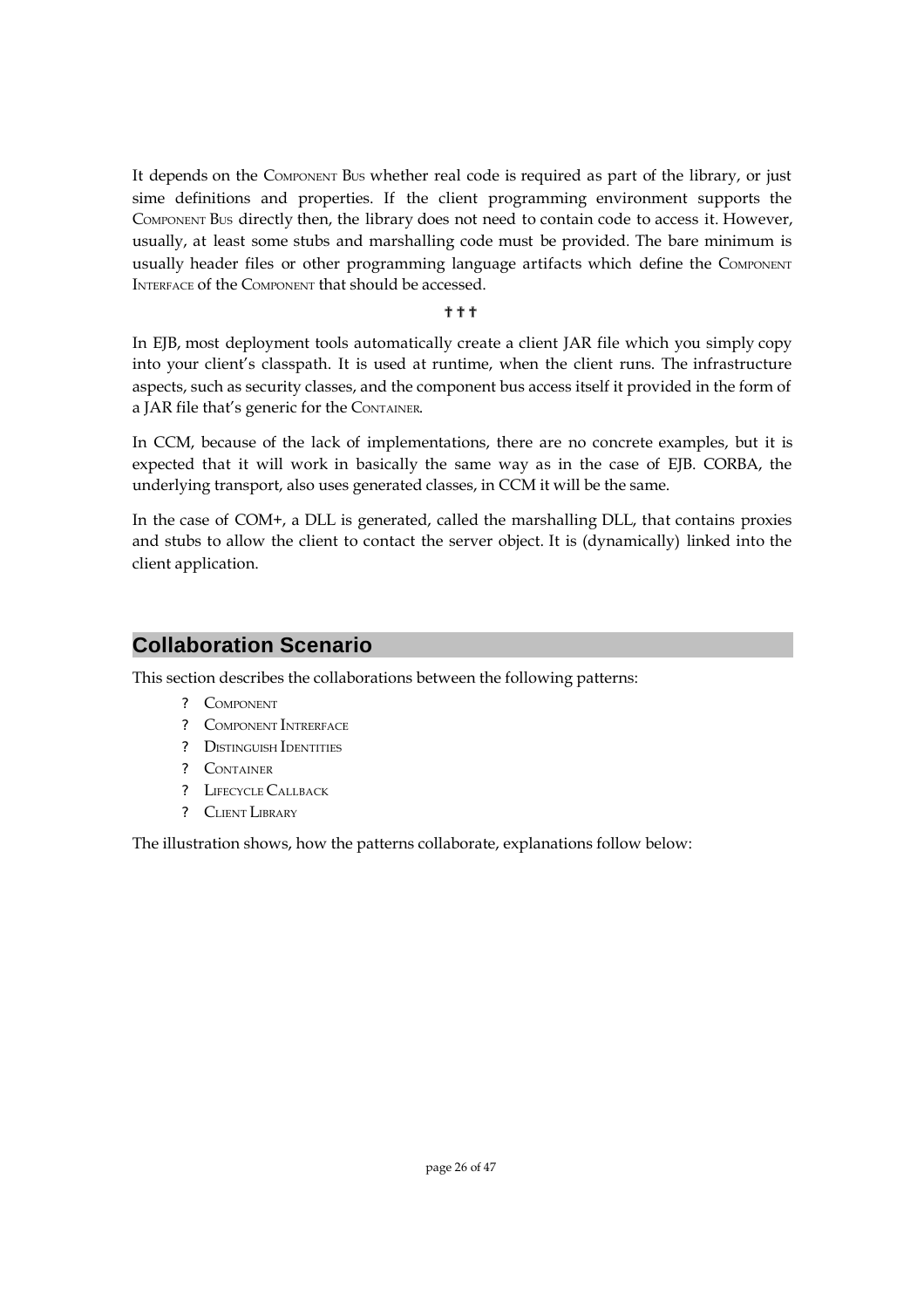It depends on the COMPONENT BUS whether real code is required as part of the library, or just sime definitions and properties. If the client programming environment supports the COMPONENT BUS directly then, the library does not need to contain code to access it. However, usually, at least some stubs and marshalling code must be provided. The bare minimum is usually header files or other programming language artifacts which define the COMPONENT INTERFACE of the COMPONENT that should be accessed.

† † †

In EJB, most deployment tools automatically create a client JAR file which you simply copy into your client's classpath. It is used at runtime, when the client runs. The infrastructure aspects, such as security classes, and the component bus access itself it provided in the form of a JAR file that's generic for the CONTAINER.

In CCM, because of the lack of implementations, there are no concrete examples, but it is expected that it will work in basically the same way as in the case of EJB. CORBA, the underlying transport, also uses generated classes, in CCM it will be the same.

In the case of COM+, a DLL is generated, called the marshalling DLL, that contains proxies and stubs to allow the client to contact the server object. It is (dynamically) linked into the client application.

## Collaboration Scenario

This section describes the collaborations between the following patterns:

- COMPONENT
- COMPONENT INTRERFACE
- DISTINGUISH IDENTITIES
- CONTAINER
- LIFECYCLE CALLBACK
- CLIENT LIBRARY

The illustration shows, how the patterns collaborate, explanations follow below: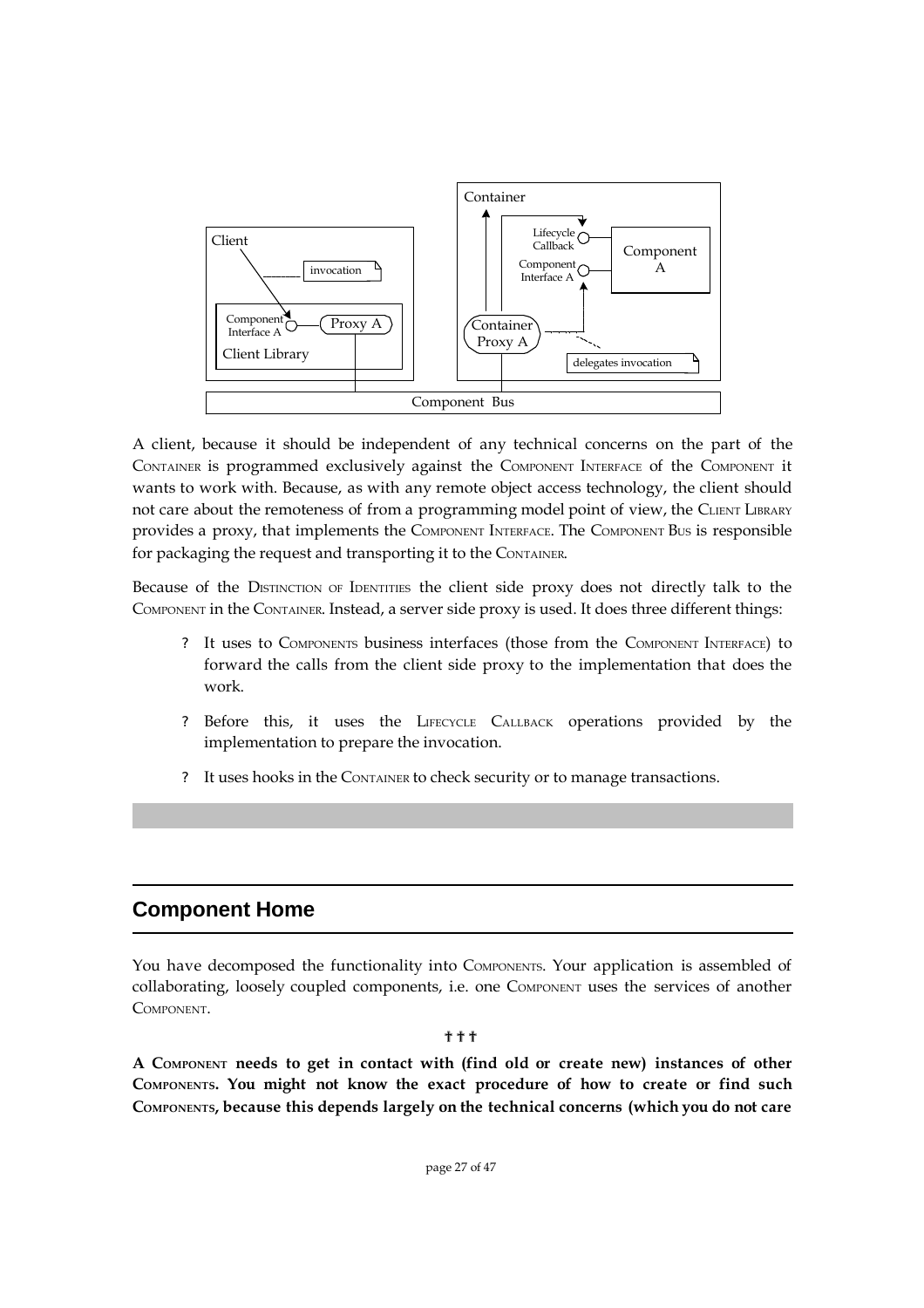A client, because it should be independent of any technical concerns on the part of the CONTAINER is programmed exclusively against the COMPONENT INTERFACE of the COMPONENT it wants to work with. Because, as with any remote object access technology, the client should not care about the remoteness of from a programming model point of view, the CLIENT LIBRARY provides a proxy, that implements the COMPONENT INTERFACE. The COMPONENT BUS is responsible for packaging the request and transporting it to the CONTAINER.

Because of the DISTINCTION OF IDENTITIES the client side proxy does not directly talk to the COMPONENT in the CONTAINER. Instead, a server side proxy is used. It does three different things:

- It uses to COMPONENTS business interfaces (those from the COMPONENT INTERFACE) to forward the calls from the client side proxy to the implementation that does the work.
- Before this, it uses the LIFECYCLE CALLBACK operations provided by the implementation to prepare the invocation.
- It uses hooks in the CONTAINER to check security or to manage transactions.

## Component Home

You have decomposed the functionality into COMPONENTS. Your application is assembled of collaborating, loosely coupled components, i.e. one COMPONENT uses the services of another COMPONENT.

† † †

**A COMPONENT needs to get in contact with (find old or create new) instances of other COMPONENTS. You might not know the exact procedure of how to create or find such COMPONENTS, because this depends largely on the technical concerns (which you do not care**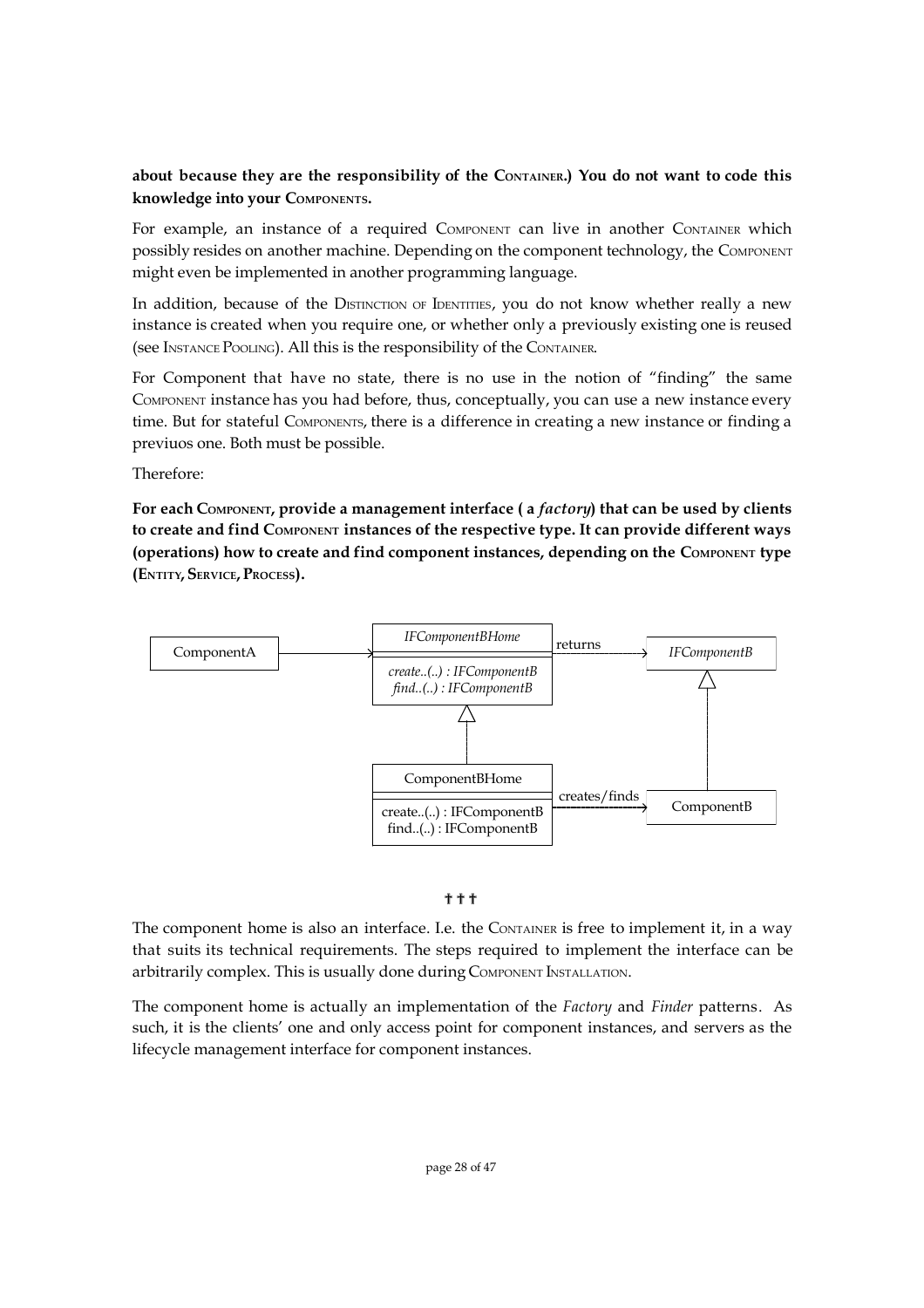**about because they are the responsibility of the CONTAINER.) You do not want to code this knowledge into your COMPONENTS.**

For example, an instance of a required COMPONENT can live in another CONTAINER which possibly resides on another machine. Depending on the component technology, the COMPONENT might even be implemented in another programming language.

In addition, because of the DISTINCTION OF IDENTITIES, you do not know whether really a new instance is created when you require one, or whether only a previously existing one is reused (see INSTANCE POOLING). All this is the responsibility of the CONTAINER.

For Component that have no state, there is no use in the notion of "finding" the same COMPONENT instance has you had before, thus, conceptually, you can use a new instance every time. But for stateful COMPONENTS, there is a difference in creating a new instance or finding a previuos one. Both must be possible.

Therefore:

**For each COMPONENT, provide a management interface ( a *factory*) that can be used by clients to create and find COMPONENT instances of the respective type. It can provide different ways (operations) how to create and find component instances, depending on the COMPONENT type (ENTITY, SERVICE, PROCESS).**

ComponentA → *IFComponentBHome* (*create..(..) : IFComponentB*, *find..(..) : IFComponentB*) —returns→ *IFComponentB*

ComponentBHome (create..(..) : IFComponentB, find..(..) : IFComponentB) —creates/finds→ ComponentB

† † †

The component home is also an interface. I.e. the CONTAINER is free to implement it, in a way that suits its technical requirements. The steps required to implement the interface can be arbitrarily complex. This is usually done during COMPONENT INSTALLATION.

The component home is actually an implementation of the *Factory* and *Finder* patterns. As such, it is the clients' one and only access point for component instances, and servers as the lifecycle management interface for component instances.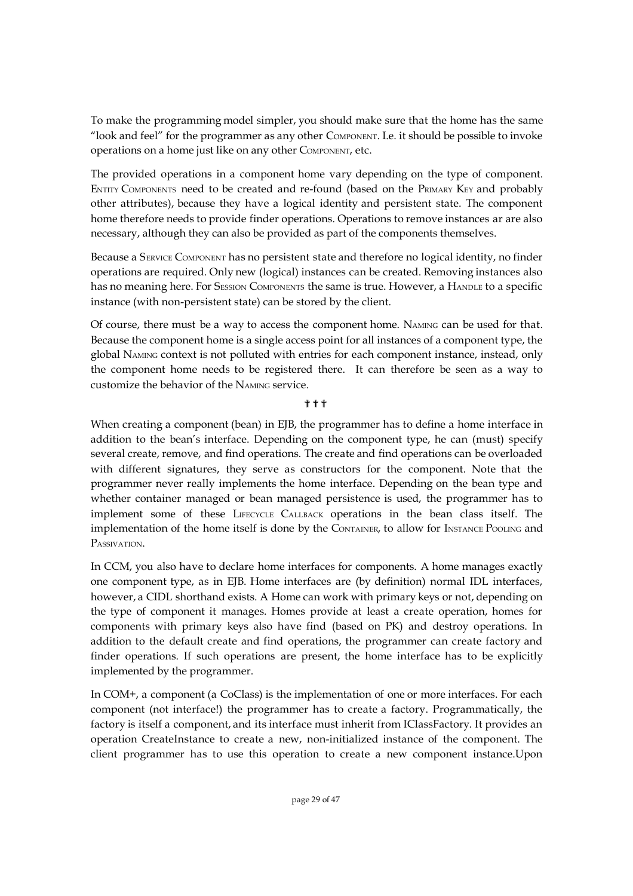To make the programming model simpler, you should make sure that the home has the same "look and feel" for the programmer as any other COMPONENT. I.e. it should be possible to invoke operations on a home just like on any other COMPONENT, etc.

The provided operations in a component home vary depending on the type of component. ENTITY COMPONENTS need to be created and re-found (based on the PRIMARY KEY and probably other attributes), because they have a logical identity and persistent state. The component home therefore needs to provide finder operations. Operations to remove instances ar are also necessary, although they can also be provided as part of the components themselves.

Because a SERVICE COMPONENT has no persistent state and therefore no logical identity, no finder operations are required. Only new (logical) instances can be created. Removing instances also has no meaning here. For SESSION COMPONENTS the same is true. However, a HANDLE to a specific instance (with non-persistent state) can be stored by the client.

Of course, there must be a way to access the component home. NAMING can be used for that. Because the component home is a single access point for all instances of a component type, the global NAMING context is not polluted with entries for each component instance, instead, only the component home needs to be registered there. It can therefore be seen as a way to customize the behavior of the NAMING service.

† † †

When creating a component (bean) in EJB, the programmer has to define a home interface in addition to the bean's interface. Depending on the component type, he can (must) specify several create, remove, and find operations. The create and find operations can be overloaded with different signatures, they serve as constructors for the component. Note that the programmer never really implements the home interface. Depending on the bean type and whether container managed or bean managed persistence is used, the programmer has to implement some of these LIFECYCLE CALLBACK operations in the bean class itself. The implementation of the home itself is done by the CONTAINER, to allow for INSTANCE POOLING and PASSIVATION.

In CCM, you also have to declare home interfaces for components. A home manages exactly one component type, as in EJB. Home interfaces are (by definition) normal IDL interfaces, however, a CIDL shorthand exists. A Home can work with primary keys or not, depending on the type of component it manages. Homes provide at least a create operation, homes for components with primary keys also have find (based on PK) and destroy operations. In addition to the default create and find operations, the programmer can create factory and finder operations. If such operations are present, the home interface has to be explicitly implemented by the programmer.

In COM+, a component (a CoClass) is the implementation of one or more interfaces. For each component (not interface!) the programmer has to create a factory. Programmatically, the factory is itself a component, and its interface must inherit from IClassFactory. It provides an operation CreateInstance to create a new, non-initialized instance of the component. The client programmer has to use this operation to create a new component instance.Upon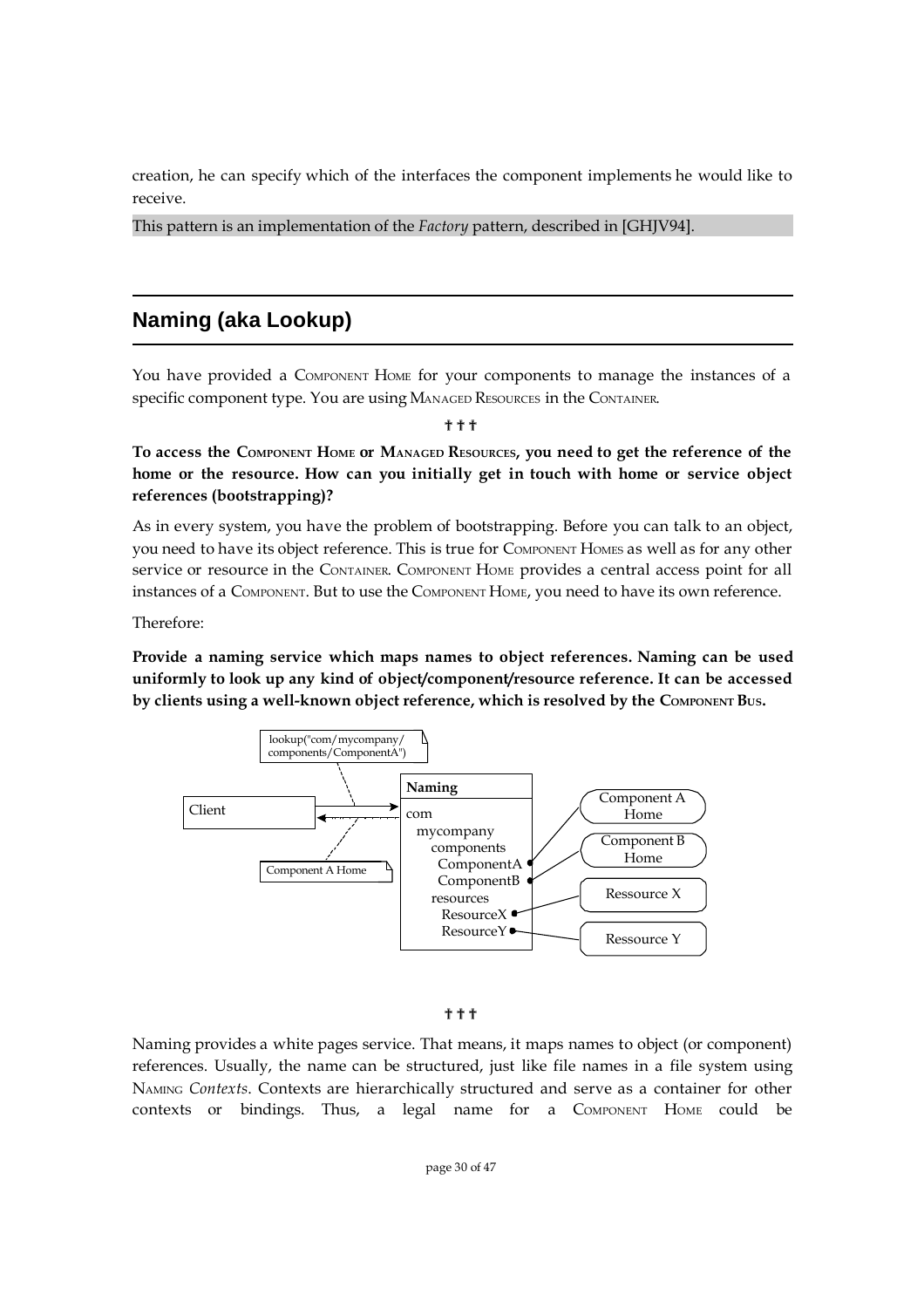creation, he can specify which of the interfaces the component implements he would like to receive.

This pattern is an implementation of the *Factory* pattern, described in [GHJV94].

## Naming (aka Lookup)

You have provided a COMPONENT HOME for your components to manage the instances of a specific component type. You are using MANAGED RESOURCES in the CONTAINER.

✝✝✝

**To access the COMPONENT HOME or MANAGED RESOURCES, you need to get the reference of the home or the resource. How can you initially get in touch with home or service object references (bootstrapping)?**

As in every system, you have the problem of bootstrapping. Before you can talk to an object, you need to have its object reference. This is true for COMPONENT HOMES as well as for any other service or resource in the CONTAINER. COMPONENT HOME provides a central access point for all instances of a COMPONENT. But to use the COMPONENT HOME, you need to have its own reference.

Therefore:

**Provide a naming service which maps names to object references. Naming can be used uniformly to look up any kind of object/component/resource reference. It can be accessed by clients using a well-known object reference, which is resolved by the COMPONENT BUS.**

✝✝✝

Naming provides a white pages service. That means, it maps names to object (or component) references. Usually, the name can be structured, just like file names in a file system using NAMING *Contexts*. Contexts are hierarchically structured and serve as a container for other contexts or bindings. Thus, a legal name for a COMPONENT HOME could be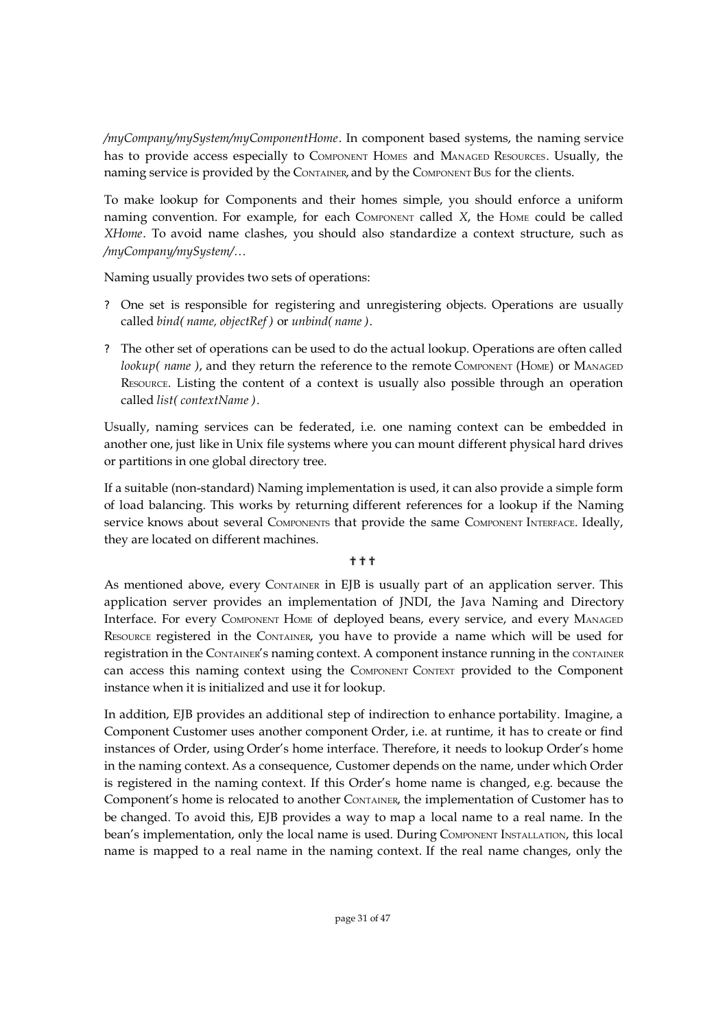*/myCompany/mySystem/myComponentHome*. In component based systems, the naming service has to provide access especially to COMPONENT HOMES and MANAGED RESOURCES. Usually, the naming service is provided by the CONTAINER, and by the COMPONENT BUS for the clients.

To make lookup for Components and their homes simple, you should enforce a uniform naming convention. For example, for each COMPONENT called *X*, the HOME could be called *XHome*. To avoid name clashes, you should also standardize a context structure, such as */myCompany/mySystem/…*

Naming usually provides two sets of operations:

? One set is responsible for registering and unregistering objects. Operations are usually called *bind( name, objectRef )* or *unbind( name )*.

? The other set of operations can be used to do the actual lookup. Operations are often called *lookup( name )*, and they return the reference to the remote COMPONENT (HOME) or MANAGED RESOURCE. Listing the content of a context is usually also possible through an operation called *list( contextName )*.

Usually, naming services can be federated, i.e. one naming context can be embedded in another one, just like in Unix file systems where you can mount different physical hard drives or partitions in one global directory tree.

If a suitable (non-standard) Naming implementation is used, it can also provide a simple form of load balancing. This works by returning different references for a lookup if the Naming service knows about several COMPONENTS that provide the same COMPONENT INTERFACE. Ideally, they are located on different machines.

† † †

As mentioned above, every CONTAINER in EJB is usually part of an application server. This application server provides an implementation of JNDI, the Java Naming and Directory Interface. For every COMPONENT HOME of deployed beans, every service, and every MANAGED RESOURCE registered in the CONTAINER, you have to provide a name which will be used for registration in the CONTAINER's naming context. A component instance running in the CONTAINER can access this naming context using the COMPONENT CONTEXT provided to the Component instance when it is initialized and use it for lookup.

In addition, EJB provides an additional step of indirection to enhance portability. Imagine, a Component Customer uses another component Order, i.e. at runtime, it has to create or find instances of Order, using Order's home interface. Therefore, it needs to lookup Order's home in the naming context. As a consequence, Customer depends on the name, under which Order is registered in the naming context. If this Order's home name is changed, e.g. because the Component's home is relocated to another CONTAINER, the implementation of Customer has to be changed. To avoid this, EJB provides a way to map a local name to a real name. In the bean's implementation, only the local name is used. During COMPONENT INSTALLATION, this local name is mapped to a real name in the naming context. If the real name changes, only the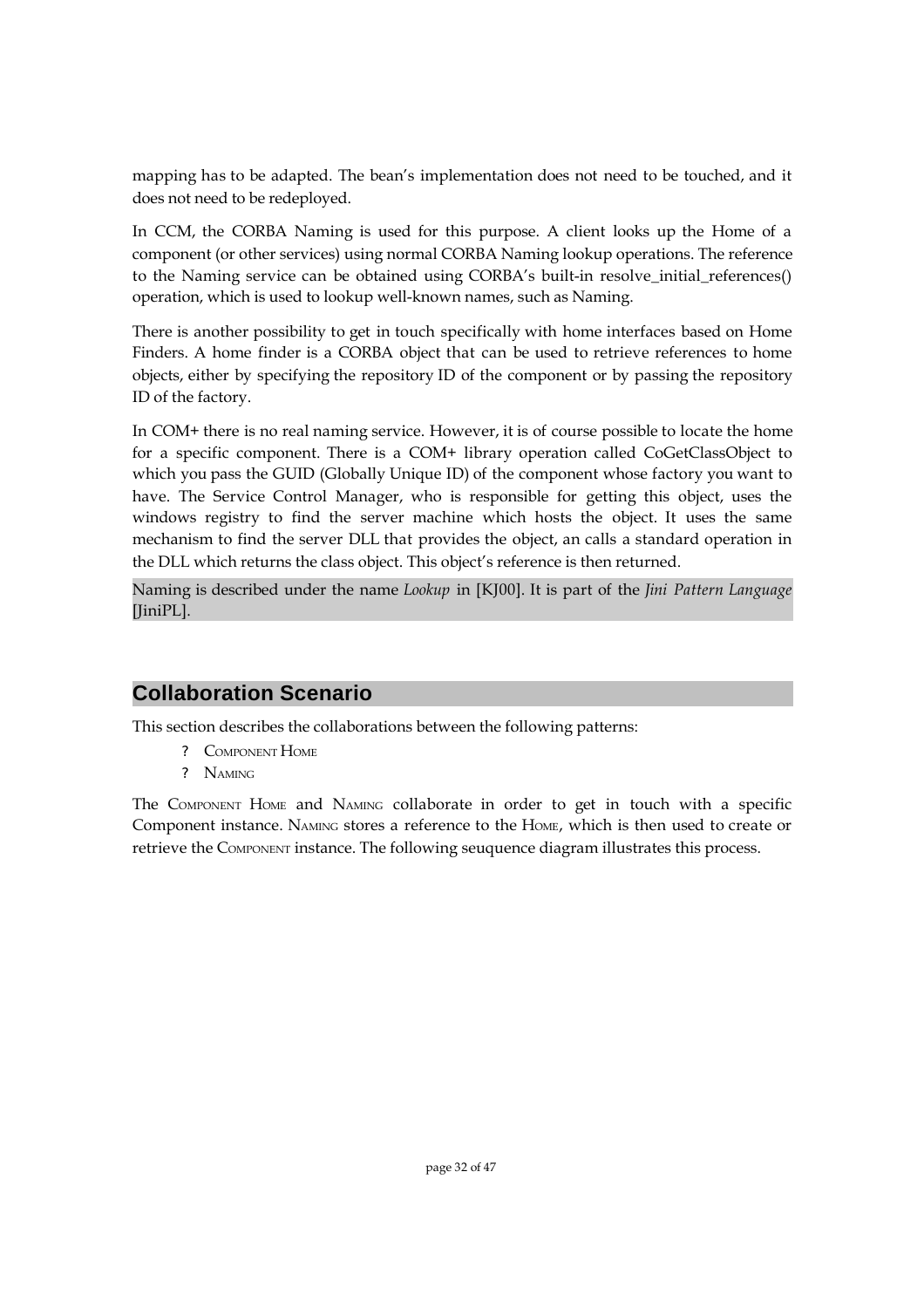mapping has to be adapted. The bean's implementation does not need to be touched, and it does not need to be redeployed.

In CCM, the CORBA Naming is used for this purpose. A client looks up the Home of a component (or other services) using normal CORBA Naming lookup operations. The reference to the Naming service can be obtained using CORBA's built-in resolve_initial_references() operation, which is used to lookup well-known names, such as Naming.

There is another possibility to get in touch specifically with home interfaces based on Home Finders. A home finder is a CORBA object that can be used to retrieve references to home objects, either by specifying the repository ID of the component or by passing the repository ID of the factory.

In COM+ there is no real naming service. However, it is of course possible to locate the home for a specific component. There is a COM+ library operation called CoGetClassObject to which you pass the GUID (Globally Unique ID) of the component whose factory you want to have. The Service Control Manager, who is responsible for getting this object, uses the windows registry to find the server machine which hosts the object. It uses the same mechanism to find the server DLL that provides the object, an calls a standard operation in the DLL which returns the class object. This object's reference is then returned.

Naming is described under the name *Lookup* in [KJ00]. It is part of the *Jini Pattern Language* [JiniPL].

## Collaboration Scenario

This section describes the collaborations between the following patterns:

- COMPONENT HOME
- NAMING

The COMPONENT HOME and NAMING collaborate in order to get in touch with a specific Component instance. NAMING stores a reference to the HOME, which is then used to create or retrieve the COMPONENT instance. The following seuquence diagram illustrates this process.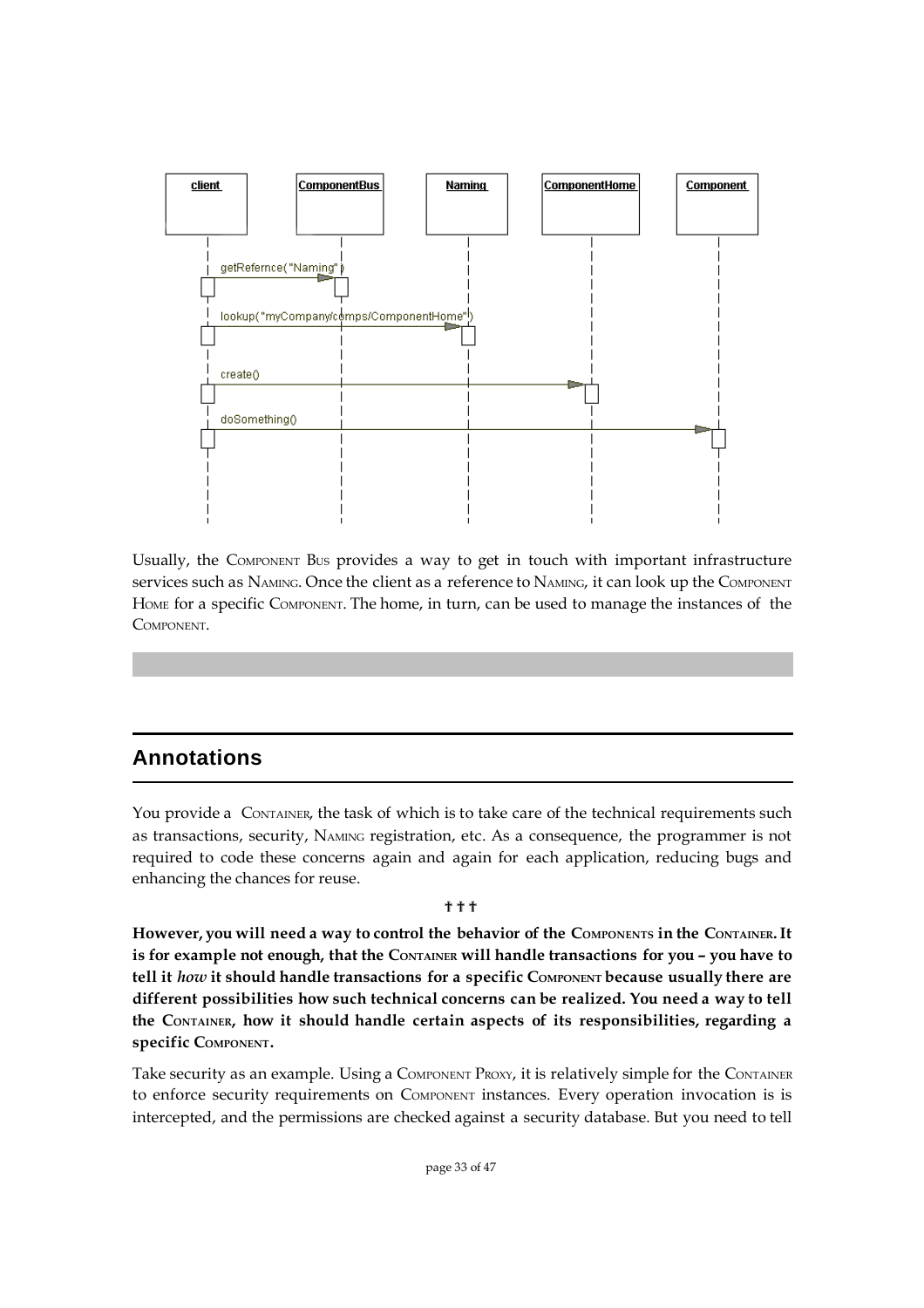Usually, the COMPONENT BUS provides a way to get in touch with important infrastructure services such as NAMING. Once the client as a reference to NAMING, it can look up the COMPONENT HOME for a specific COMPONENT. The home, in turn, can be used to manage the instances of the COMPONENT.

## Annotations

You provide a CONTAINER, the task of which is to take care of the technical requirements such as transactions, security, NAMING registration, etc. As a consequence, the programmer is not required to code these concerns again and again for each application, reducing bugs and enhancing the chances for reuse.

† † †

**However, you will need a way to control the behavior of the COMPONENTS in the CONTAINER. It is for example not enough, that the CONTAINER will handle transactions for you – you have to tell it *how* it should handle transactions for a specific COMPONENT because usually there are different possibilities how such technical concerns can be realized. You need a way to tell the CONTAINER, how it should handle certain aspects of its responsibilities, regarding a specific COMPONENT.**

Take security as an example. Using a COMPONENT PROXY, it is relatively simple for the CONTAINER to enforce security requirements on COMPONENT instances. Every operation invocation is is intercepted, and the permissions are checked against a security database. But you need to tell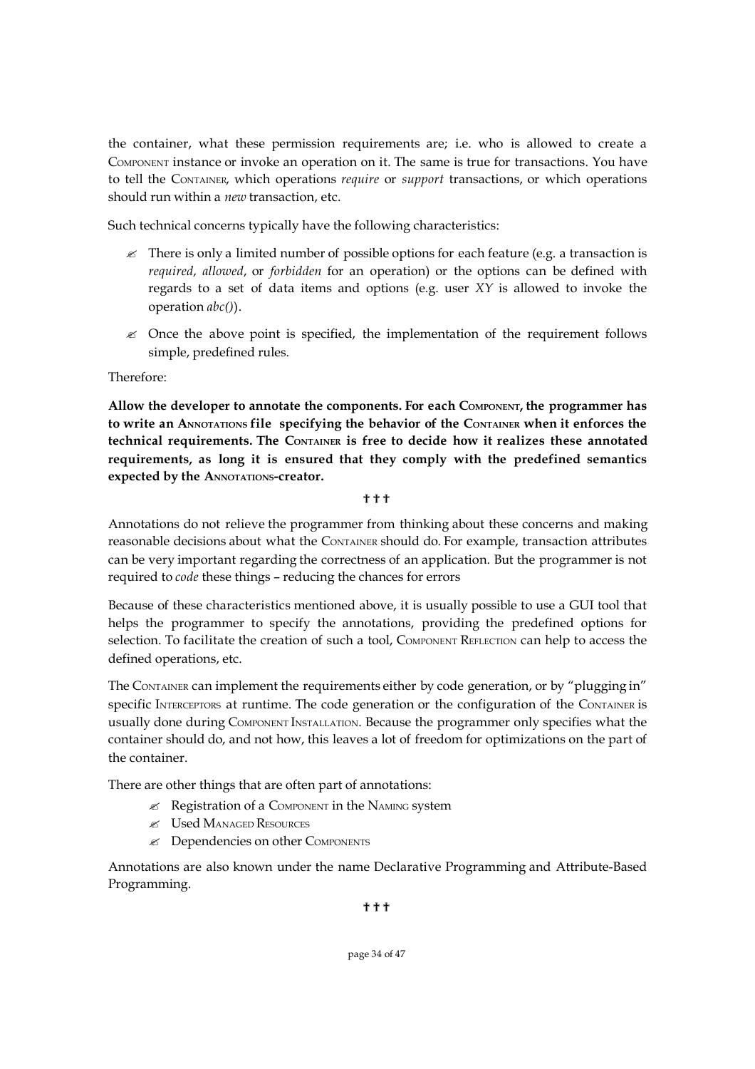the container, what these permission requirements are; i.e. who is allowed to create a COMPONENT instance or invoke an operation on it. The same is true for transactions. You have to tell the CONTAINER, which operations *require* or *support* transactions, or which operations should run within a *new* transaction, etc.

Such technical concerns typically have the following characteristics:

- There is only a limited number of possible options for each feature (e.g. a transaction is *required*, *allowed*, or *forbidden* for an operation) or the options can be defined with regards to a set of data items and options (e.g. user *XY* is allowed to invoke the operation *abc()*).
- Once the above point is specified, the implementation of the requirement follows simple, predefined rules.

Therefore:

**Allow the developer to annotate the components. For each COMPONENT, the programmer has to write an ANNOTATIONS file specifying the behavior of the CONTAINER when it enforces the technical requirements. The CONTAINER is free to decide how it realizes these annotated requirements, as long it is ensured that they comply with the predefined semantics expected by the ANNOTATIONS-creator.**

† † †

Annotations do not relieve the programmer from thinking about these concerns and making reasonable decisions about what the CONTAINER should do. For example, transaction attributes can be very important regarding the correctness of an application. But the programmer is not required to *code* these things – reducing the chances for errors

Because of these characteristics mentioned above, it is usually possible to use a GUI tool that helps the programmer to specify the annotations, providing the predefined options for selection. To facilitate the creation of such a tool, COMPONENT REFLECTION can help to access the defined operations, etc.

The CONTAINER can implement the requirements either by code generation, or by "plugging in" specific INTERCEPTORS at runtime. The code generation or the configuration of the CONTAINER is usually done during COMPONENT INSTALLATION. Because the programmer only specifies what the container should do, and not how, this leaves a lot of freedom for optimizations on the part of the container.

There are other things that are often part of annotations:

- Registration of a COMPONENT in the NAMING system
- Used MANAGED RESOURCES
- Dependencies on other COMPONENTS

Annotations are also known under the name Declarative Programming and Attribute-Based Programming.

† † †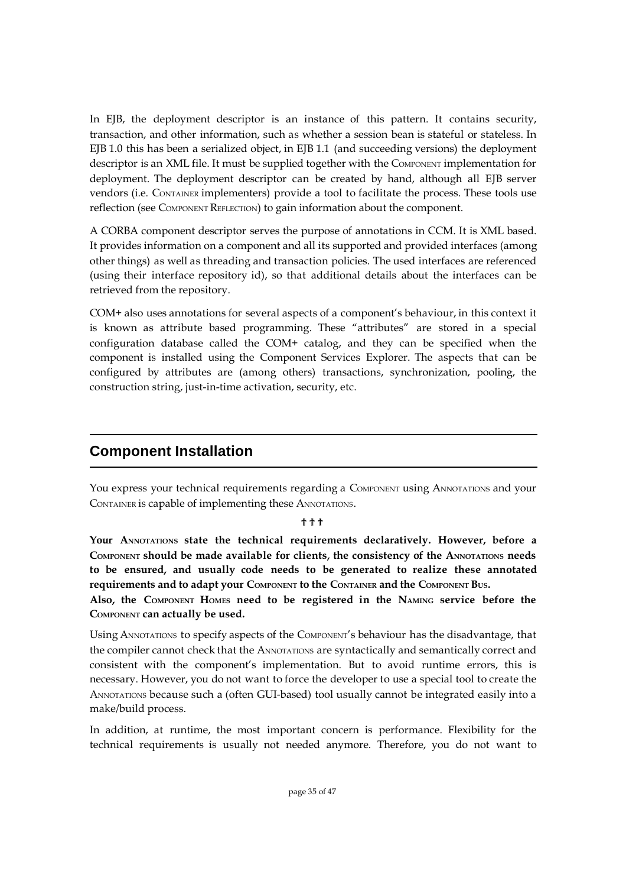In EJB, the deployment descriptor is an instance of this pattern. It contains security, transaction, and other information, such as whether a session bean is stateful or stateless. In EJB 1.0 this has been a serialized object, in EJB 1.1 (and succeeding versions) the deployment descriptor is an XML file. It must be supplied together with the COMPONENT implementation for deployment. The deployment descriptor can be created by hand, although all EJB server vendors (i.e. CONTAINER implementers) provide a tool to facilitate the process. These tools use reflection (see COMPONENT REFLECTION) to gain information about the component.

A CORBA component descriptor serves the purpose of annotations in CCM. It is XML based. It provides information on a component and all its supported and provided interfaces (among other things) as well as threading and transaction policies. The used interfaces are referenced (using their interface repository id), so that additional details about the interfaces can be retrieved from the repository.

COM+ also uses annotations for several aspects of a component's behaviour, in this context it is known as attribute based programming. These "attributes" are stored in a special configuration database called the COM+ catalog, and they can be specified when the component is installed using the Component Services Explorer. The aspects that can be configured by attributes are (among others) transactions, synchronization, pooling, the construction string, just-in-time activation, security, etc.

## Component Installation

You express your technical requirements regarding a COMPONENT using ANNOTATIONS and your CONTAINER is capable of implementing these ANNOTATIONS.

† † †

**Your ANNOTATIONS state the technical requirements declaratively. However, before a COMPONENT should be made available for clients, the consistency of the ANNOTATIONS needs to be ensured, and usually code needs to be generated to realize these annotated requirements and to adapt your COMPONENT to the CONTAINER and the COMPONENT BUS.**

**Also, the COMPONENT HOMES need to be registered in the NAMING service before the COMPONENT can actually be used.**

Using ANNOTATIONS to specify aspects of the COMPONENT's behaviour has the disadvantage, that the compiler cannot check that the ANNOTATIONS are syntactically and semantically correct and consistent with the component's implementation. But to avoid runtime errors, this is necessary. However, you do not want to force the developer to use a special tool to create the ANNOTATIONS because such a (often GUI-based) tool usually cannot be integrated easily into a make/build process.

In addition, at runtime, the most important concern is performance. Flexibility for the technical requirements is usually not needed anymore. Therefore, you do not want to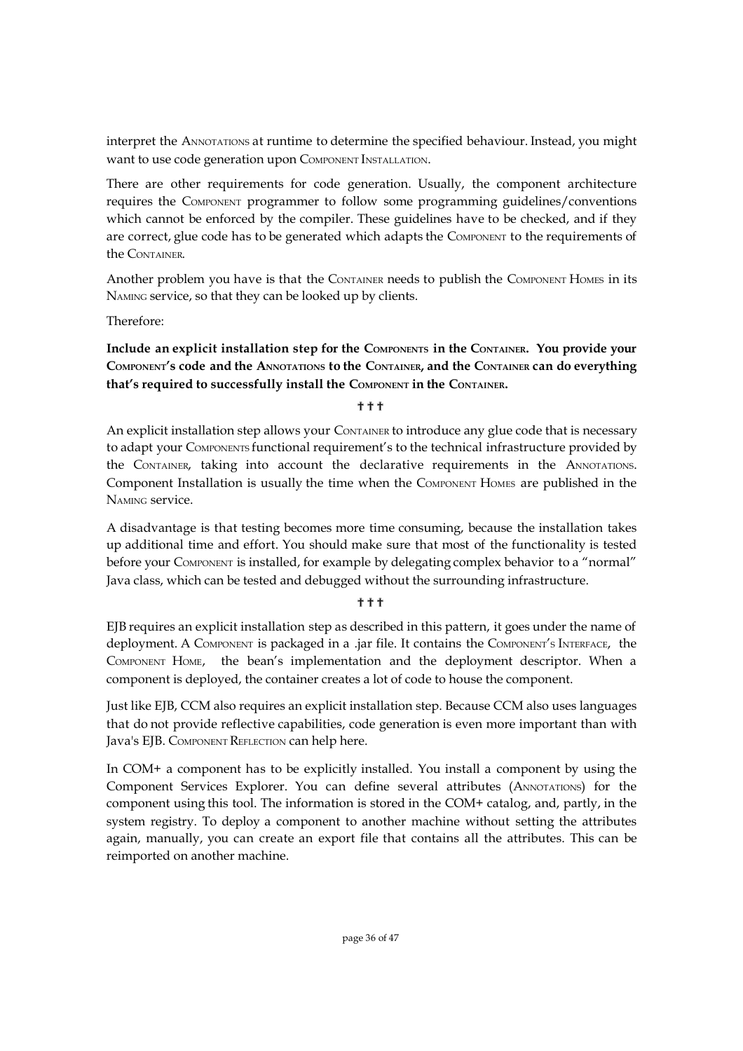interpret the ANNOTATIONS at runtime to determine the specified behaviour. Instead, you might want to use code generation upon COMPONENT INSTALLATION.

There are other requirements for code generation. Usually, the component architecture requires the COMPONENT programmer to follow some programming guidelines/conventions which cannot be enforced by the compiler. These guidelines have to be checked, and if they are correct, glue code has to be generated which adapts the COMPONENT to the requirements of the CONTAINER.

Another problem you have is that the CONTAINER needs to publish the COMPONENT HOMES in its NAMING service, so that they can be looked up by clients.

Therefore:

**Include an explicit installation step for the COMPONENTS in the CONTAINER. You provide your COMPONENT's code and the ANNOTATIONS to the CONTAINER, and the CONTAINER can do everything that's required to successfully install the COMPONENT in the CONTAINER.**

† † †

An explicit installation step allows your CONTAINER to introduce any glue code that is necessary to adapt your COMPONENTS functional requirement's to the technical infrastructure provided by the CONTAINER, taking into account the declarative requirements in the ANNOTATIONS. Component Installation is usually the time when the COMPONENT HOMES are published in the NAMING service.

A disadvantage is that testing becomes more time consuming, because the installation takes up additional time and effort. You should make sure that most of the functionality is tested before your COMPONENT is installed, for example by delegating complex behavior to a "normal" Java class, which can be tested and debugged without the surrounding infrastructure.

† † †

EJB requires an explicit installation step as described in this pattern, it goes under the name of deployment. A COMPONENT is packaged in a .jar file. It contains the COMPONENT'S INTERFACE, the COMPONENT HOME, the bean's implementation and the deployment descriptor. When a component is deployed, the container creates a lot of code to house the component.

Just like EJB, CCM also requires an explicit installation step. Because CCM also uses languages that do not provide reflective capabilities, code generation is even more important than with Java's EJB. COMPONENT REFLECTION can help here.

In COM+ a component has to be explicitly installed. You install a component by using the Component Services Explorer. You can define several attributes (ANNOTATIONS) for the component using this tool. The information is stored in the COM+ catalog, and, partly, in the system registry. To deploy a component to another machine without setting the attributes again, manually, you can create an export file that contains all the attributes. This can be reimported on another machine.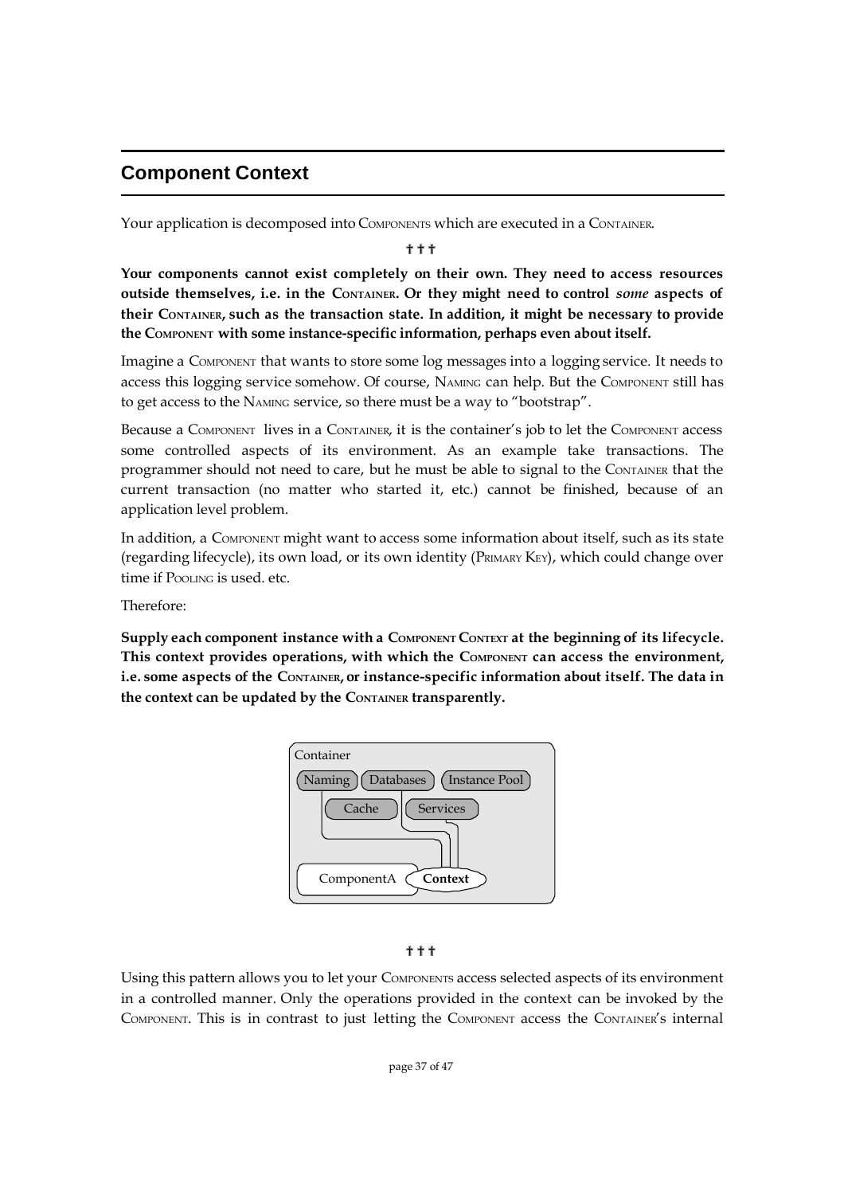## Component Context

Your application is decomposed into Components which are executed in a Container.

❖ ❖ ❖

**Your components cannot exist completely on their own. They need to access resources outside themselves, i.e. in the Container. Or they might need to control *some* aspects of their Container, such as the transaction state. In addition, it might be necessary to provide the Component with some instance-specific information, perhaps even about itself.**

Imagine a Component that wants to store some log messages into a logging service. It needs to access this logging service somehow. Of course, Naming can help. But the Component still has to get access to the Naming service, so there must be a way to "bootstrap".

Because a Component lives in a Container, it is the container's job to let the Component access some controlled aspects of its environment. As an example take transactions. The programmer should not need to care, but he must be able to signal to the Container that the current transaction (no matter who started it, etc.) cannot be finished, because of an application level problem.

In addition, a Component might want to access some information about itself, such as its state (regarding lifecycle), its own load, or its own identity (Primary Key), which could change over time if Pooling is used. etc.

Therefore:

**Supply each component instance with a Component Context at the beginning of its lifecycle. This context provides operations, with which the Component can access the environment, i.e. some aspects of the Container, or instance-specific information about itself. The data in the context can be updated by the Container transparently.**

Container
Naming | Databases | Instance Pool
Cache | Services
ComponentA | **Context**

❖ ❖ ❖

Using this pattern allows you to let your Components access selected aspects of its environment in a controlled manner. Only the operations provided in the context can be invoked by the Component. This is in contrast to just letting the Component access the Container's internal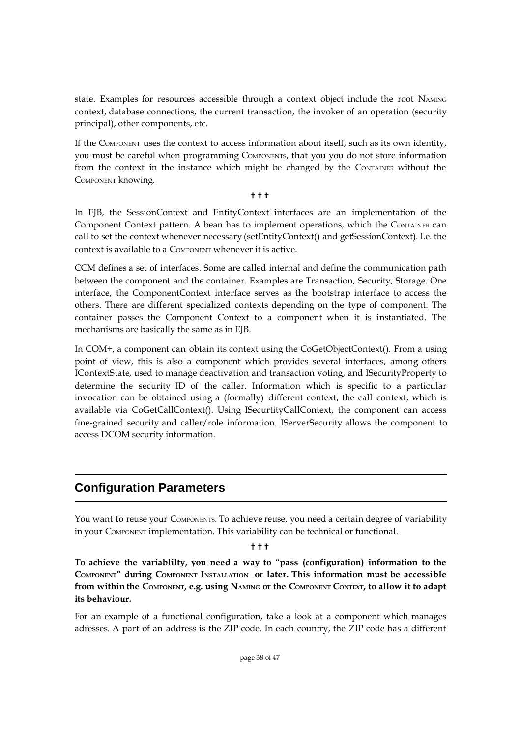state. Examples for resources accessible through a context object include the root NAMING context, database connections, the current transaction, the invoker of an operation (security principal), other components, etc.

If the COMPONENT uses the context to access information about itself, such as its own identity, you must be careful when programming COMPONENTS, that you you do not store information from the context in the instance which might be changed by the CONTAINER without the COMPONENT knowing.

† † †

In EJB, the SessionContext and EntityContext interfaces are an implementation of the Component Context pattern. A bean has to implement operations, which the CONTAINER can call to set the context whenever necessary (setEntityContext() and getSessionContext). I.e. the context is available to a COMPONENT whenever it is active.

CCM defines a set of interfaces. Some are called internal and define the communication path between the component and the container. Examples are Transaction, Security, Storage. One interface, the ComponentContext interface serves as the bootstrap interface to access the others. There are different specialized contexts depending on the type of component. The container passes the Component Context to a component when it is instantiated. The mechanisms are basically the same as in EJB.

In COM+, a component can obtain its context using the CoGetObjectContext(). From a using point of view, this is also a component which provides several interfaces, among others IContextState, used to manage deactivation and transaction voting, and ISecurityProperty to determine the security ID of the caller. Information which is specific to a particular invocation can be obtained using a (formally) different context, the call context, which is available via CoGetCallContext(). Using ISecurtityCallContext, the component can access fine-grained security and caller/role information. IServerSecurity allows the component to access DCOM security information.

## Configuration Parameters

You want to reuse your COMPONENTS. To achieve reuse, you need a certain degree of variability in your COMPONENT implementation. This variability can be technical or functional.

† † †

**To achieve the variablilty, you need a way to "pass (configuration) information to the COMPONENT" during COMPONENT INSTALLATION or later. This information must be accessible from within the COMPONENT, e.g. using NAMING or the COMPONENT CONTEXT, to allow it to adapt its behaviour.**

For an example of a functional configuration, take a look at a component which manages adresses. A part of an address is the ZIP code. In each country, the ZIP code has a different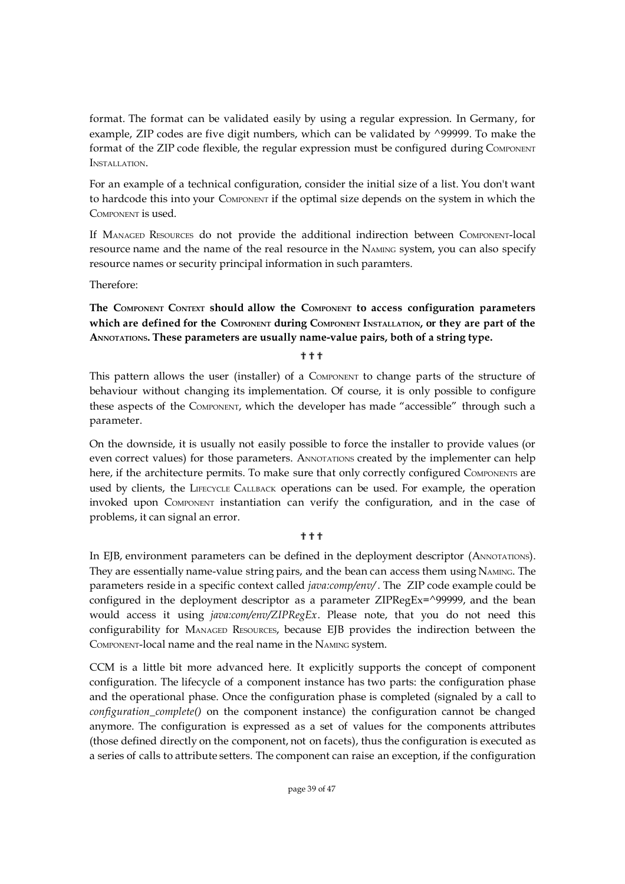format. The format can be validated easily by using a regular expression. In Germany, for example, ZIP codes are five digit numbers, which can be validated by ^99999. To make the format of the ZIP code flexible, the regular expression must be configured during COMPONENT INSTALLATION.

For an example of a technical configuration, consider the initial size of a list. You don't want to hardcode this into your COMPONENT if the optimal size depends on the system in which the COMPONENT is used.

If MANAGED RESOURCES do not provide the additional indirection between COMPONENT-local resource name and the name of the real resource in the NAMING system, you can also specify resource names or security principal information in such paramters.

Therefore:

**The COMPONENT CONTEXT should allow the COMPONENT to access configuration parameters which are defined for the COMPONENT during COMPONENT INSTALLATION, or they are part of the ANNOTATIONS. These parameters are usually name-value pairs, both of a string type.**

† † †

This pattern allows the user (installer) of a COMPONENT to change parts of the structure of behaviour without changing its implementation. Of course, it is only possible to configure these aspects of the COMPONENT, which the developer has made "accessible" through such a parameter.

On the downside, it is usually not easily possible to force the installer to provide values (or even correct values) for those parameters. ANNOTATIONS created by the implementer can help here, if the architecture permits. To make sure that only correctly configured COMPONENTS are used by clients, the LIFECYCLE CALLBACK operations can be used. For example, the operation invoked upon COMPONENT instantiation can verify the configuration, and in the case of problems, it can signal an error.

† † †

In EJB, environment parameters can be defined in the deployment descriptor (ANNOTATIONS). They are essentially name-value string pairs, and the bean can access them using NAMING. The parameters reside in a specific context called *java:comp/env/* . The ZIP code example could be configured in the deployment descriptor as a parameter ZIPRegEx=^99999, and the bean would access it using *java:com/env/ZIPRegEx*. Please note, that you do not need this configurability for MANAGED RESOURCES, because EJB provides the indirection between the COMPONENT-local name and the real name in the NAMING system.

CCM is a little bit more advanced here. It explicitly supports the concept of component configuration. The lifecycle of a component instance has two parts: the configuration phase and the operational phase. Once the configuration phase is completed (signaled by a call to *configuration_complete()* on the component instance) the configuration cannot be changed anymore. The configuration is expressed as a set of values for the components attributes (those defined directly on the component, not on facets), thus the configuration is executed as a series of calls to attribute setters. The component can raise an exception, if the configuration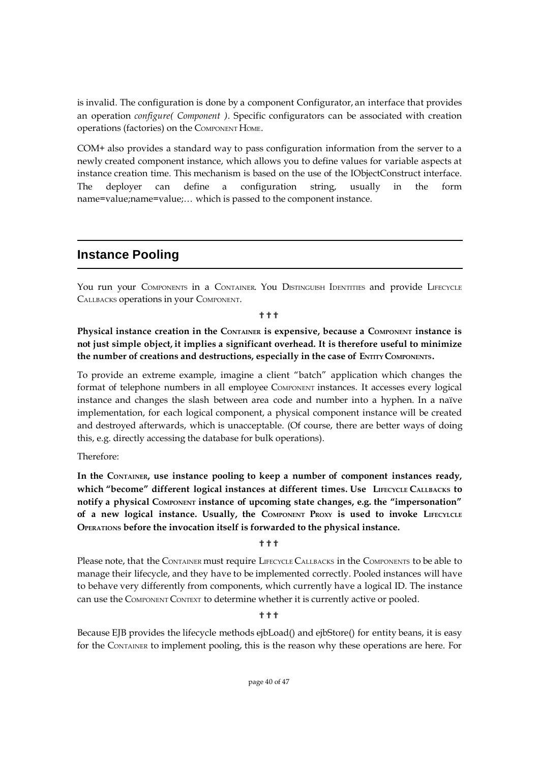is invalid. The configuration is done by a component Configurator, an interface that provides an operation *configure( Component )*. Specific configurators can be associated with creation operations (factories) on the COMPONENT HOME.

COM+ also provides a standard way to pass configuration information from the server to a newly created component instance, which allows you to define values for variable aspects at instance creation time. This mechanism is based on the use of the IObjectConstruct interface. The deployer can define a configuration string, usually in the form name=value;name=value;… which is passed to the component instance.

## Instance Pooling

You run your COMPONENTS in a CONTAINER. You DISTINGUISH IDENTITIES and provide LIFECYCLE CALLBACKS operations in your COMPONENT.

† † †

**Physical instance creation in the CONTAINER is expensive, because a COMPONENT instance is not just simple object, it implies a significant overhead. It is therefore useful to minimize the number of creations and destructions, especially in the case of ENTITY COMPONENTS.**

To provide an extreme example, imagine a client "batch" application which changes the format of telephone numbers in all employee COMPONENT instances. It accesses every logical instance and changes the slash between area code and number into a hyphen. In a naïve implementation, for each logical component, a physical component instance will be created and destroyed afterwards, which is unacceptable. (Of course, there are better ways of doing this, e.g. directly accessing the database for bulk operations).

Therefore:

**In the CONTAINER, use instance pooling to keep a number of component instances ready, which "become" different logical instances at different times. Use LIFECYCLE CALLBACKS to notify a physical COMPONENT instance of upcoming state changes, e.g. the "impersonation" of a new logical instance. Usually, the COMPONENT PROXY is used to invoke LIFECYLCLE OPERATIONS before the invocation itself is forwarded to the physical instance.**

† † †

Please note, that the CONTAINER must require LIFECYCLE CALLBACKS in the COMPONENTS to be able to manage their lifecycle, and they have to be implemented correctly. Pooled instances will have to behave very differently from components, which currently have a logical ID. The instance can use the COMPONENT CONTEXT to determine whether it is currently active or pooled.

† † †

Because EJB provides the lifecycle methods ejbLoad() and ejbStore() for entity beans, it is easy for the CONTAINER to implement pooling, this is the reason why these operations are here. For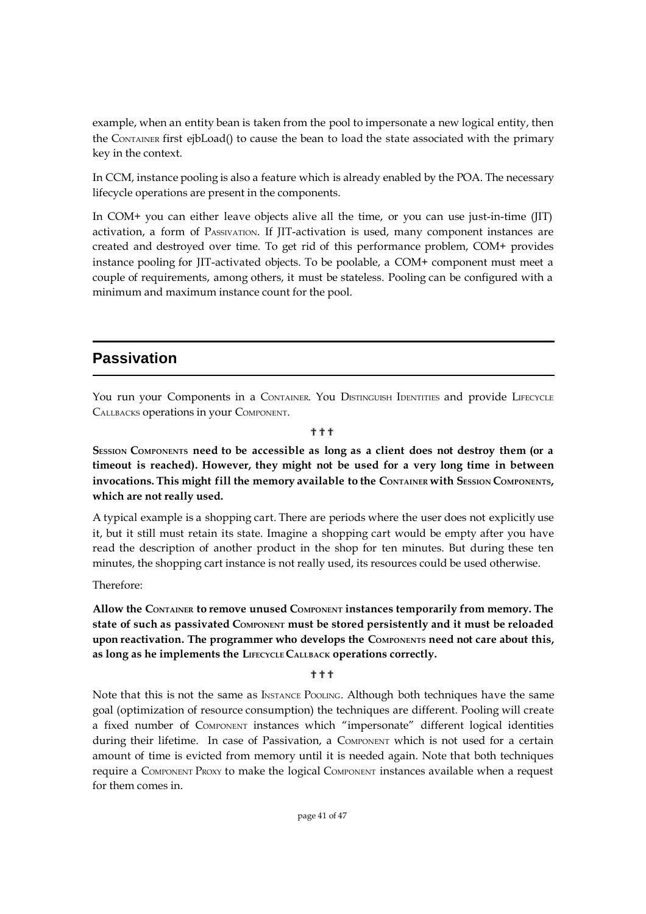example, when an entity bean is taken from the pool to impersonate a new logical entity, then the CONTAINER first ejbLoad() to cause the bean to load the state associated with the primary key in the context.

In CCM, instance pooling is also a feature which is already enabled by the POA. The necessary lifecycle operations are present in the components.

In COM+ you can either leave objects alive all the time, or you can use just-in-time (JIT) activation, a form of PASSIVATION. If JIT-activation is used, many component instances are created and destroyed over time. To get rid of this performance problem, COM+ provides instance pooling for JIT-activated objects. To be poolable, a COM+ component must meet a couple of requirements, among others, it must be stateless. Pooling can be configured with a minimum and maximum instance count for the pool.

## Passivation

You run your Components in a CONTAINER. You DISTINGUISH IDENTITIES and provide LIFECYCLE CALLBACKS operations in your COMPONENT.

† † †

**SESSION COMPONENTS need to be accessible as long as a client does not destroy them (or a timeout is reached). However, they might not be used for a very long time in between invocations. This might fill the memory available to the CONTAINER with SESSION COMPONENTS, which are not really used.**

A typical example is a shopping cart. There are periods where the user does not explicitly use it, but it still must retain its state. Imagine a shopping cart would be empty after you have read the description of another product in the shop for ten minutes. But during these ten minutes, the shopping cart instance is not really used, its resources could be used otherwise.

Therefore:

**Allow the CONTAINER to remove unused COMPONENT instances temporarily from memory. The state of such as passivated COMPONENT must be stored persistently and it must be reloaded upon reactivation. The programmer who develops the COMPONENTS need not care about this, as long as he implements the LIFECYCLE CALLBACK operations correctly.**

† † †

Note that this is not the same as INSTANCE POOLING. Although both techniques have the same goal (optimization of resource consumption) the techniques are different. Pooling will create a fixed number of COMPONENT instances which "impersonate" different logical identities during their lifetime. In case of Passivation, a COMPONENT which is not used for a certain amount of time is evicted from memory until it is needed again. Note that both techniques require a COMPONENT PROXY to make the logical COMPONENT instances available when a request for them comes in.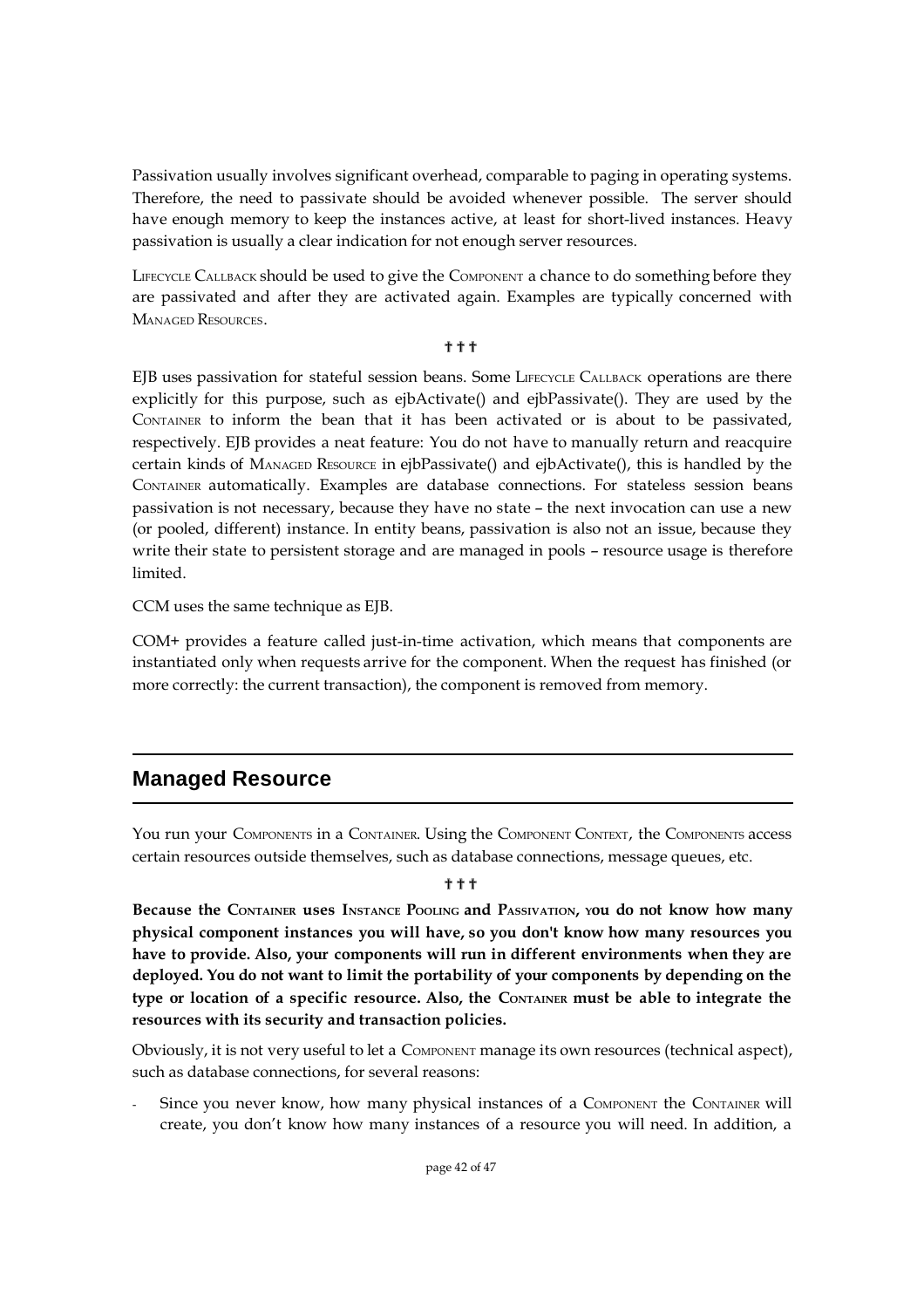Passivation usually involves significant overhead, comparable to paging in operating systems. Therefore, the need to passivate should be avoided whenever possible. The server should have enough memory to keep the instances active, at least for short-lived instances. Heavy passivation is usually a clear indication for not enough server resources.

LIFECYCLE CALLBACK should be used to give the COMPONENT a chance to do something before they are passivated and after they are activated again. Examples are typically concerned with MANAGED RESOURCES.

† † †

EJB uses passivation for stateful session beans. Some LIFECYCLE CALLBACK operations are there explicitly for this purpose, such as ejbActivate() and ejbPassivate(). They are used by the CONTAINER to inform the bean that it has been activated or is about to be passivated, respectively. EJB provides a neat feature: You do not have to manually return and reacquire certain kinds of MANAGED RESOURCE in ejbPassivate() and ejbActivate(), this is handled by the CONTAINER automatically. Examples are database connections. For stateless session beans passivation is not necessary, because they have no state – the next invocation can use a new (or pooled, different) instance. In entity beans, passivation is also not an issue, because they write their state to persistent storage and are managed in pools – resource usage is therefore limited.

CCM uses the same technique as EJB.

COM+ provides a feature called just-in-time activation, which means that components are instantiated only when requests arrive for the component. When the request has finished (or more correctly: the current transaction), the component is removed from memory.

## Managed Resource

You run your COMPONENTS in a CONTAINER. Using the COMPONENT CONTEXT, the COMPONENTS access certain resources outside themselves, such as database connections, message queues, etc.

† † †

**Because the CONTAINER uses INSTANCE POOLING and PASSIVATION, you do not know how many physical component instances you will have, so you don't know how many resources you have to provide. Also, your components will run in different environments when they are deployed. You do not want to limit the portability of your components by depending on the type or location of a specific resource. Also, the CONTAINER must be able to integrate the resources with its security and transaction policies.**

Obviously, it is not very useful to let a COMPONENT manage its own resources (technical aspect), such as database connections, for several reasons:

- Since you never know, how many physical instances of a COMPONENT the CONTAINER will create, you don't know how many instances of a resource you will need. In addition, a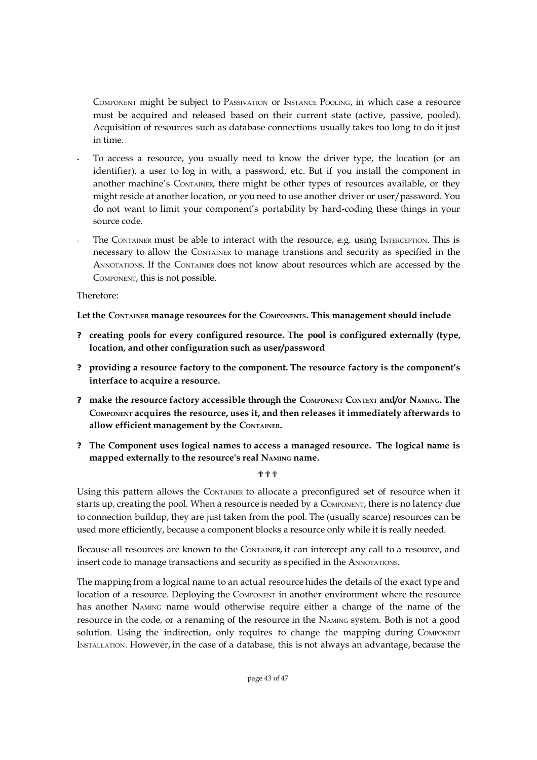COMPONENT might be subject to PASSIVATION or INSTANCE POOLING, in which case a resource must be acquired and released based on their current state (active, passive, pooled). Acquisition of resources such as database connections usually takes too long to do it just in time.

- To access a resource, you usually need to know the driver type, the location (or an identifier), a user to log in with, a password, etc. But if you install the component in another machine's CONTAINER, there might be other types of resources available, or they might reside at another location, or you need to use another driver or user/password. You do not want to limit your component's portability by hard-coding these things in your source code.
- The CONTAINER must be able to interact with the resource, e.g. using INTERCEPTION. This is necessary to allow the CONTAINER to manage transtions and security as specified in the ANNOTATIONS. If the CONTAINER does not know about resources which are accessed by the COMPONENT, this is not possible.

Therefore:

**Let the CONTAINER manage resources for the COMPONENTS. This management should include**

- **creating pools for every configured resource. The pool is configured externally (type, location, and other configuration such as user/password**
- **providing a resource factory to the component. The resource factory is the component's interface to acquire a resource.**
- **make the resource factory accessible through the COMPONENT CONTEXT and/or NAMING. The COMPONENT acquires the resource, uses it, and then releases it immediately afterwards to allow efficient management by the CONTAINER.**
- **The Component uses logical names to access a managed resource. The logical name is mapped externally to the resource's real NAMING name.**

† † †

Using this pattern allows the CONTAINER to allocate a preconfigured set of resource when it starts up, creating the pool. When a resource is needed by a COMPONENT, there is no latency due to connection buildup, they are just taken from the pool. The (usually scarce) resources can be used more efficiently, because a component blocks a resource only while it is really needed.

Because all resources are known to the CONTAINER, it can intercept any call to a resource, and insert code to manage transactions and security as specified in the ANNOTATIONS.

The mapping from a logical name to an actual resource hides the details of the exact type and location of a resource. Deploying the COMPONENT in another environment where the resource has another NAMING name would otherwise require either a change of the name of the resource in the code, or a renaming of the resource in the NAMING system. Both is not a good solution. Using the indirection, only requires to change the mapping during COMPONENT INSTALLATION. However, in the case of a database, this is not always an advantage, because the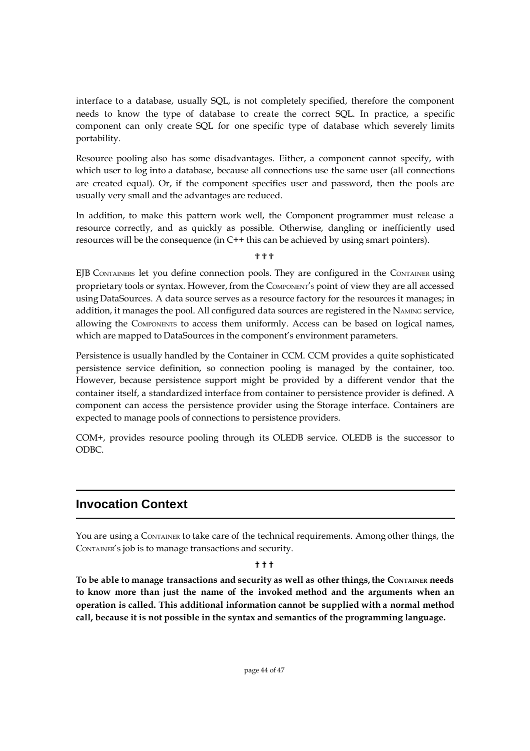interface to a database, usually SQL, is not completely specified, therefore the component needs to know the type of database to create the correct SQL. In practice, a specific component can only create SQL for one specific type of database which severely limits portability.

Resource pooling also has some disadvantages. Either, a component cannot specify, with which user to log into a database, because all connections use the same user (all connections are created equal). Or, if the component specifies user and password, then the pools are usually very small and the advantages are reduced.

In addition, to make this pattern work well, the Component programmer must release a resource correctly, and as quickly as possible. Otherwise, dangling or inefficiently used resources will be the consequence (in C++ this can be achieved by using smart pointers).

† † †

EJB CONTAINERS let you define connection pools. They are configured in the CONTAINER using proprietary tools or syntax. However, from the COMPONENT's point of view they are all accessed using DataSources. A data source serves as a resource factory for the resources it manages; in addition, it manages the pool. All configured data sources are registered in the NAMING service, allowing the COMPONENTS to access them uniformly. Access can be based on logical names, which are mapped to DataSources in the component's environment parameters.

Persistence is usually handled by the Container in CCM. CCM provides a quite sophisticated persistence service definition, so connection pooling is managed by the container, too. However, because persistence support might be provided by a different vendor that the container itself, a standardized interface from container to persistence provider is defined. A component can access the persistence provider using the Storage interface. Containers are expected to manage pools of connections to persistence providers.

COM+, provides resource pooling through its OLEDB service. OLEDB is the successor to ODBC.

## Invocation Context

You are using a CONTAINER to take care of the technical requirements. Among other things, the CONTAINER's job is to manage transactions and security.

† † †

**To be able to manage transactions and security as well as other things, the CONTAINER needs to know more than just the name of the invoked method and the arguments when an operation is called. This additional information cannot be supplied with a normal method call, because it is not possible in the syntax and semantics of the programming language.**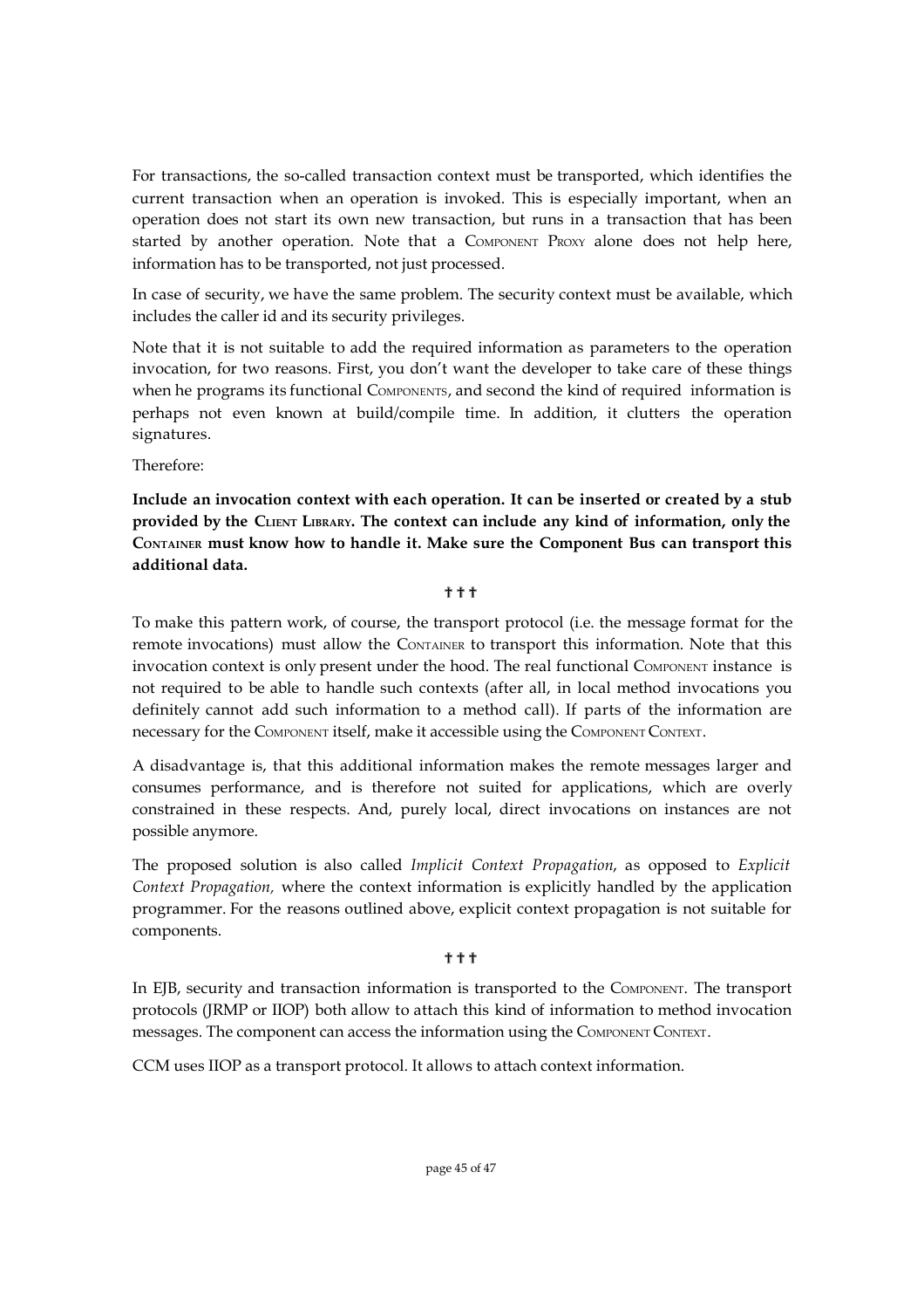For transactions, the so-called transaction context must be transported, which identifies the current transaction when an operation is invoked. This is especially important, when an operation does not start its own new transaction, but runs in a transaction that has been started by another operation. Note that a COMPONENT PROXY alone does not help here, information has to be transported, not just processed.

In case of security, we have the same problem. The security context must be available, which includes the caller id and its security privileges.

Note that it is not suitable to add the required information as parameters to the operation invocation, for two reasons. First, you don't want the developer to take care of these things when he programs its functional COMPONENTS, and second the kind of required information is perhaps not even known at build/compile time. In addition, it clutters the operation signatures.

Therefore:

**Include an invocation context with each operation. It can be inserted or created by a stub provided by the CLIENT LIBRARY. The context can include any kind of information, only the CONTAINER must know how to handle it. Make sure the Component Bus can transport this additional data.**

† † †

To make this pattern work, of course, the transport protocol (i.e. the message format for the remote invocations) must allow the CONTAINER to transport this information. Note that this invocation context is only present under the hood. The real functional COMPONENT instance is not required to be able to handle such contexts (after all, in local method invocations you definitely cannot add such information to a method call). If parts of the information are necessary for the COMPONENT itself, make it accessible using the COMPONENT CONTEXT.

A disadvantage is, that this additional information makes the remote messages larger and consumes performance, and is therefore not suited for applications, which are overly constrained in these respects. And, purely local, direct invocations on instances are not possible anymore.

The proposed solution is also called *Implicit Context Propagation*, as opposed to *Explicit Context Propagation,* where the context information is explicitly handled by the application programmer. For the reasons outlined above, explicit context propagation is not suitable for components.

† † †

In EJB, security and transaction information is transported to the COMPONENT. The transport protocols (JRMP or IIOP) both allow to attach this kind of information to method invocation messages. The component can access the information using the COMPONENT CONTEXT.

CCM uses IIOP as a transport protocol. It allows to attach context information.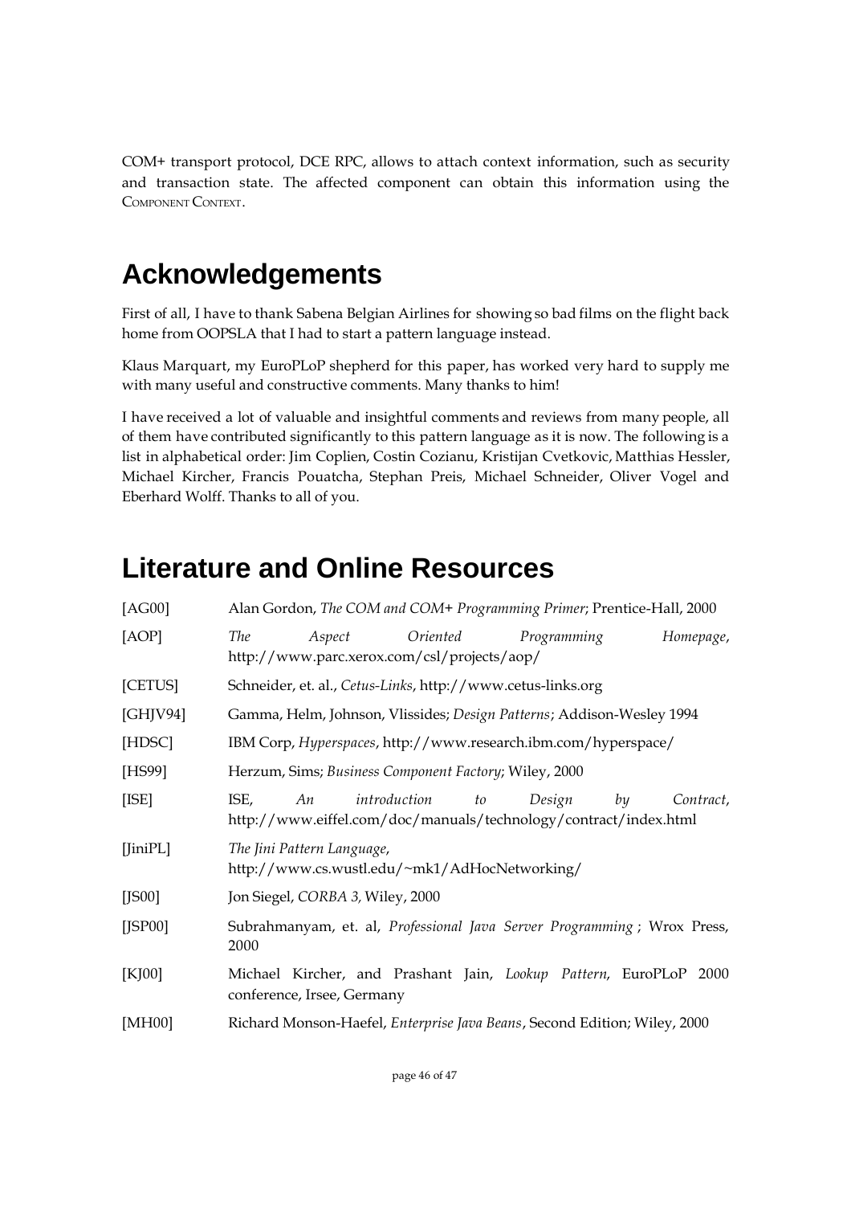COM+ transport protocol, DCE RPC, allows to attach context information, such as security and transaction state. The affected component can obtain this information using the COMPONENT CONTEXT.

# Acknowledgements

First of all, I have to thank Sabena Belgian Airlines for showing so bad films on the flight back home from OOPSLA that I had to start a pattern language instead.

Klaus Marquart, my EuroPLoP shepherd for this paper, has worked very hard to supply me with many useful and constructive comments. Many thanks to him!

I have received a lot of valuable and insightful comments and reviews from many people, all of them have contributed significantly to this pattern language as it is now. The following is a list in alphabetical order: Jim Coplien, Costin Cozianu, Kristijan Cvetkovic, Matthias Hessler, Michael Kircher, Francis Pouatcha, Stephan Preis, Michael Schneider, Oliver Vogel and Eberhard Wolff. Thanks to all of you.

# Literature and Online Resources

| | |
|---|---|
| [AG00] | Alan Gordon, *The COM and COM+ Programming Primer*; Prentice-Hall, 2000 |
| [AOP] | *The Aspect Oriented Programming Homepage*, http://www.parc.xerox.com/csl/projects/aop/ |
| [CETUS] | Schneider, et. al., *Cetus-Links*, http://www.cetus-links.org |
| [GHJV94] | Gamma, Helm, Johnson, Vlissides; *Design Patterns*; Addison-Wesley 1994 |
| [HDSC] | IBM Corp, *Hyperspaces*, http://www.research.ibm.com/hyperspace/ |
| [HS99] | Herzum, Sims; *Business Component Factory*; Wiley, 2000 |
| [ISE] | ISE, *An introduction to Design by Contract*, http://www.eiffel.com/doc/manuals/technology/contract/index.html |
| [JiniPL] | *The Jini Pattern Language*, http://www.cs.wustl.edu/~mk1/AdHocNetworking/ |
| [JS00] | Jon Siegel, *CORBA 3,* Wiley, 2000 |
| [JSP00] | Subrahmanyam, et. al, *Professional Java Server Programming* ; Wrox Press, 2000 |
| [KJ00] | Michael Kircher, and Prashant Jain, *Lookup Pattern*, EuroPLoP 2000 conference, Irsee, Germany |
| [MH00] | Richard Monson-Haefel, *Enterprise Java Beans*, Second Edition; Wiley, 2000 |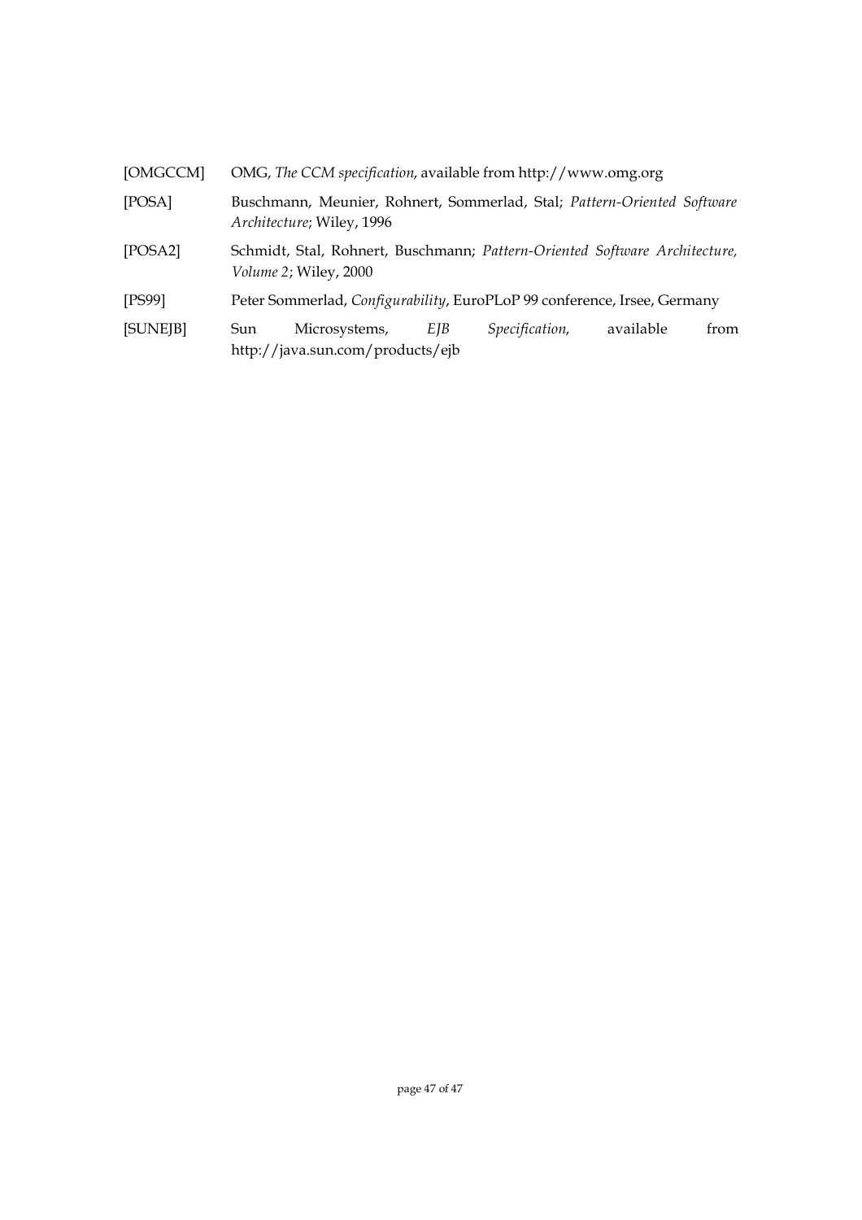[OMGCCM] OMG, *The CCM specification*, available from http://www.omg.org

[POSA] Buschmann, Meunier, Rohnert, Sommerlad, Stal; *Pattern-Oriented Software Architecture*; Wiley, 1996

[POSA2] Schmidt, Stal, Rohnert, Buschmann; *Pattern-Oriented Software Architecture, Volume 2*; Wiley, 2000

[PS99] Peter Sommerlad, *Configurability*, EuroPLoP 99 conference, Irsee, Germany

[SUNEJB] Sun Microsystems, *EJB Specification*, available from http://java.sun.com/products/ejb